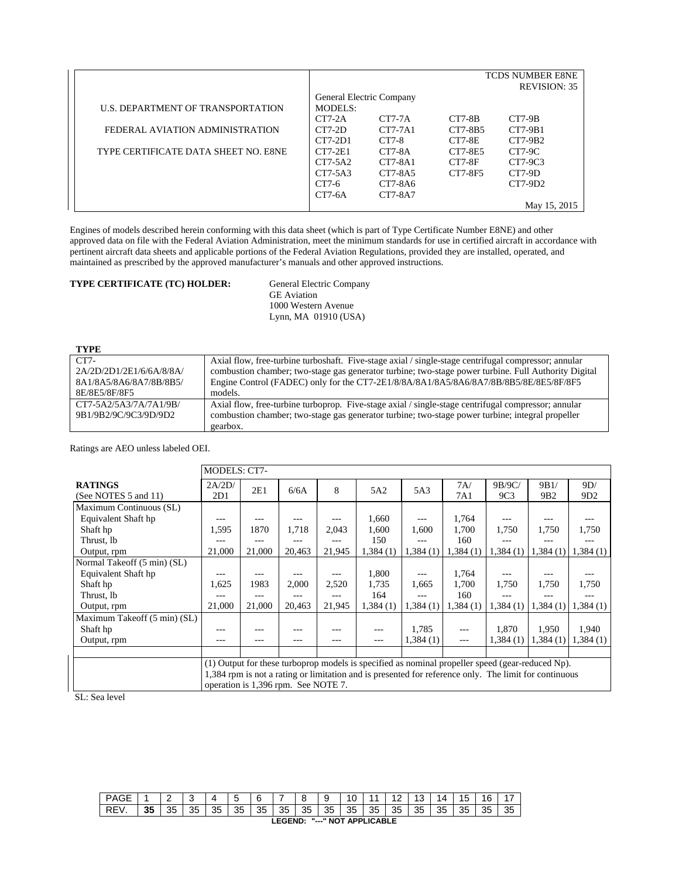| | TCDS NUMBER E8NE<br>REVISION: 35 | | | |
|---|---|---|---|---|
| | General Electric Company | | | |
| U.S. DEPARTMENT OF TRANSPORTATION | MODELS: | | | |
| | CT7-2A | CT7-7A | CT7-8B | CT7-9B |
| FEDERAL AVIATION ADMINISTRATION | CT7-2D | CT7-7A1 | CT7-8B5 | CT7-9B1 |
| | CT7-2D1 | CT7-8 | CT7-8E | CT7-9B2 |
| TYPE CERTIFICATE DATA SHEET NO. E8NE | CT7-2E1 | CT7-8A | CT7-8E5 | CT7-9C |
| | CT7-5A2 | CT7-8A1 | CT7-8F | CT7-9C3 |
| | CT7-5A3 | CT7-8A5 | CT7-8F5 | CT7-9D |
| | CT7-6 | CT7-8A6 | | CT7-9D2 |
| | CT7-6A | CT7-8A7 | | |
| | | | | May 15, 2015 |

Engines of models described herein conforming with this data sheet (which is part of Type Certificate Number E8NE) and other approved data on file with the Federal Aviation Administration, meet the minimum standards for use in certified aircraft in accordance with pertinent aircraft data sheets and applicable portions of the Federal Aviation Regulations, provided they are installed, operated, and maintained as prescribed by the approved manufacturer's manuals and other approved instructions.

**TYPE CERTIFICATE (TC) HOLDER:** General Electric Company
GE Aviation
1000 Western Avenue
Lynn, MA 01910 (USA)

**TYPE**

| | |
|---|---|
| CT7-<br>2A/2D/2D1/2E1/6/6A/8/8A/<br>8A1/8A5/8A6/8A7/8B/8B5/<br>8E/8E5/8F/8F5 | Axial flow, free-turbine turboshaft. Five-stage axial / single-stage centrifugal compressor; annular combustion chamber; two-stage gas generator turbine; two-stage power turbine. Full Authority Digital Engine Control (FADEC) only for the CT7-2E1/8/8A/8A1/8A5/8A6/8A7/8B/8B5/8E/8E5/8F/8F5 models. |
| CT7-5A2/5A3/7A/7A1/9B/<br>9B1/9B2/9C/9C3/9D/9D2 | Axial flow, free-turbine turboprop. Five-stage axial / single-stage centrifugal compressor; annular combustion chamber; two-stage gas generator turbine; two-stage power turbine; integral propeller gearbox. |

Ratings are AEO unless labeled OEI.

| | MODELS: CT7- | | | | | | | | | |
|---|---|---|---|---|---|---|---|---|---|---|
| **RATINGS**<br>(See NOTES 5 and 11) | 2A/2D/<br>2D1 | 2E1 | 6/6A | 8 | 5A2 | 5A3 | 7A/<br>7A1 | 9B/9C/<br>9C3 | 9B1/<br>9B2 | 9D/<br>9D2 |
| Maximum Continuous (SL) | | | | | | | | | | |
| Equivalent Shaft hp | --- | --- | --- | --- | 1,660 | --- | 1,764 | --- | --- | --- |
| Shaft hp | 1,595 | 1870 | 1,718 | 2,043 | 1,600 | 1,600 | 1,700 | 1,750 | 1,750 | 1,750 |
| Thrust, lb | --- | --- | --- | --- | 150 | --- | 160 | --- | --- | --- |
| Output, rpm | 21,000 | 21,000 | 20,463 | 21,945 | 1,384 (1) | 1,384 (1) | 1,384 (1) | 1,384 (1) | 1,384 (1) | 1,384 (1) |
| Normal Takeoff (5 min) (SL) | | | | | | | | | | |
| Equivalent Shaft hp | --- | --- | --- | --- | 1,800 | --- | 1,764 | --- | --- | --- |
| Shaft hp | 1,625 | 1983 | 2,000 | 2,520 | 1,735 | 1,665 | 1,700 | 1,750 | 1,750 | 1,750 |
| Thrust, lb | --- | --- | --- | --- | 164 | --- | 160 | --- | --- | --- |
| Output, rpm | 21,000 | 21,000 | 20,463 | 21,945 | 1,384 (1) | 1,384 (1) | 1,384 (1) | 1,384 (1) | 1,384 (1) | 1,384 (1) |
| Maximum Takeoff (5 min) (SL) | | | | | | | | | | |
| Shaft hp | --- | --- | --- | --- | --- | 1,785 | --- | 1,870 | 1,950 | 1,940 |
| Output, rpm | --- | --- | --- | --- | --- | 1,384 (1) | --- | 1,384 (1) | 1,384 (1) | 1,384 (1) |
| | (1) Output for these turboprop models is specified as nominal propeller speed (gear-reduced Np). 1,384 rpm is not a rating or limitation and is presented for reference only. The limit for continuous operation is 1,396 rpm. See NOTE 7. | | | | | | | | | |

SL: Sea level

| PAGE | 1 | 2 | 3 | 4 | 5 | 6 | 7 | 8 | 9 | 10 | 11 | 12 | 13 | 14 | 15 | 16 | 17 |
|---|---|---|---|---|---|---|---|---|---|---|---|---|---|---|---|---|---|
| REV. | **35** | 35 | 35 | 35 | 35 | 35 | 35 | 35 | 35 | 35 | 35 | 35 | 35 | 35 | 35 | 35 | 35 |

**LEGEND: "---" NOT APPLICABLE**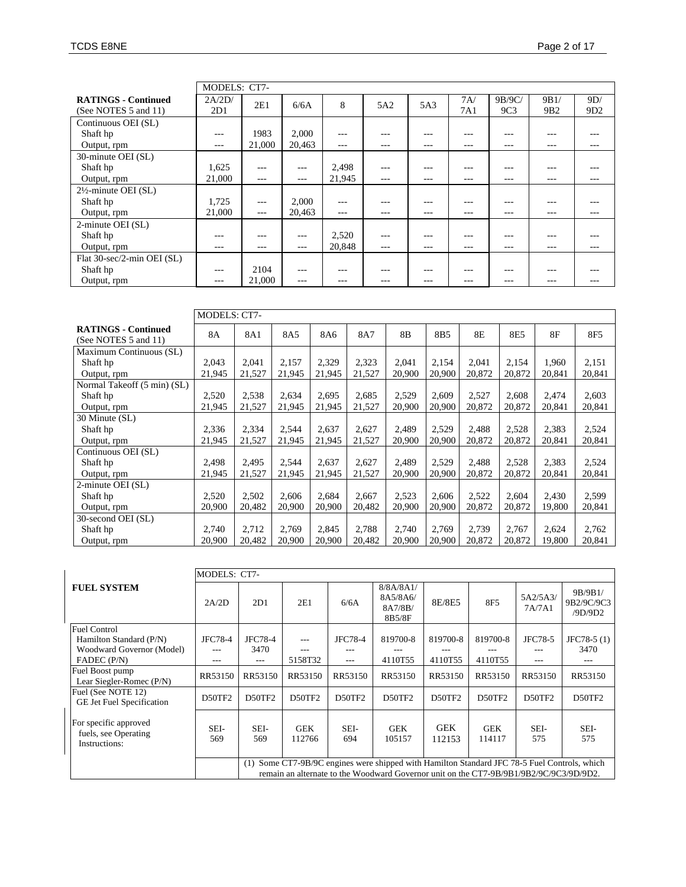| RATINGS - Continued (See NOTES 5 and 11) | MODELS: CT7- | | | | | | | | | |
|---|---|---|---|---|---|---|---|---|---|---|
| | 2A/2D/ 2D1 | 2E1 | 6/6A | 8 | 5A2 | 5A3 | 7A/ 7A1 | 9B/9C/ 9C3 | 9B1/ 9B2 | 9D/ 9D2 |
| Continuous OEI (SL) | | | | | | | | | | |
| Shaft hp | --- | 1983 | 2,000 | --- | --- | --- | --- | --- | --- | --- |
| Output, rpm | --- | 21,000 | 20,463 | --- | --- | --- | --- | --- | --- | --- |
| 30-minute OEI (SL) | | | | | | | | | | |
| Shaft hp | 1,625 | --- | --- | 2,498 | --- | --- | --- | --- | --- | --- |
| Output, rpm | 21,000 | --- | --- | 21,945 | --- | --- | --- | --- | --- | --- |
| 2½-minute OEI (SL) | | | | | | | | | | |
| Shaft hp | 1,725 | --- | 2,000 | --- | --- | --- | --- | --- | --- | --- |
| Output, rpm | 21,000 | --- | 20,463 | --- | --- | --- | --- | --- | --- | --- |
| 2-minute OEI (SL) | | | | | | | | | | |
| Shaft hp | --- | --- | --- | 2,520 | --- | --- | --- | --- | --- | --- |
| Output, rpm | --- | --- | --- | 20,848 | --- | --- | --- | --- | --- | --- |
| Flat 30-sec/2-min OEI (SL) | | | | | | | | | | |
| Shaft hp | --- | 2104 | --- | --- | --- | --- | --- | --- | --- | --- |
| Output, rpm | --- | 21,000 | --- | --- | --- | --- | --- | --- | --- | --- |

| RATINGS - Continued (See NOTES 5 and 11) | MODELS: CT7- | | | | | | | | | | |
|---|---|---|---|---|---|---|---|---|---|---|---|
| | 8A | 8A1 | 8A5 | 8A6 | 8A7 | 8B | 8B5 | 8E | 8E5 | 8F | 8F5 |
| Maximum Continuous (SL) | | | | | | | | | | | |
| Shaft hp | 2,043 | 2,041 | 2,157 | 2,329 | 2,323 | 2,041 | 2,154 | 2,041 | 2,154 | 1,960 | 2,151 |
| Output, rpm | 21,945 | 21,527 | 21,945 | 21,945 | 21,527 | 20,900 | 20,900 | 20,872 | 20,872 | 20,841 | 20,841 |
| Normal Takeoff (5 min) (SL) | | | | | | | | | | | |
| Shaft hp | 2,520 | 2,538 | 2,634 | 2,695 | 2,685 | 2,529 | 2,609 | 2,527 | 2,608 | 2,474 | 2,603 |
| Output, rpm | 21,945 | 21,527 | 21,945 | 21,945 | 21,527 | 20,900 | 20,900 | 20,872 | 20,872 | 20,841 | 20,841 |
| 30 Minute (SL) | | | | | | | | | | | |
| Shaft hp | 2,336 | 2,334 | 2,544 | 2,637 | 2,627 | 2,489 | 2,529 | 2,488 | 2,528 | 2,383 | 2,524 |
| Output, rpm | 21,945 | 21,527 | 21,945 | 21,945 | 21,527 | 20,900 | 20,900 | 20,872 | 20,872 | 20,841 | 20,841 |
| Continuous OEI (SL) | | | | | | | | | | | |
| Shaft hp | 2,498 | 2,495 | 2,544 | 2,637 | 2,627 | 2,489 | 2,529 | 2,488 | 2,528 | 2,383 | 2,524 |
| Output, rpm | 21,945 | 21,527 | 21,945 | 21,945 | 21,527 | 20,900 | 20,900 | 20,872 | 20,872 | 20,841 | 20,841 |
| 2-minute OEI (SL) | | | | | | | | | | | |
| Shaft hp | 2,520 | 2,502 | 2,606 | 2,684 | 2,667 | 2,523 | 2,606 | 2,522 | 2,604 | 2,430 | 2,599 |
| Output, rpm | 20,900 | 20,482 | 20,900 | 20,900 | 20,482 | 20,900 | 20,900 | 20,872 | 20,872 | 19,800 | 20,841 |
| 30-second OEI (SL) | | | | | | | | | | | |
| Shaft hp | 2,740 | 2,712 | 2,769 | 2,845 | 2,788 | 2,740 | 2,769 | 2,739 | 2,767 | 2,624 | 2,762 |
| Output, rpm | 20,900 | 20,482 | 20,900 | 20,900 | 20,482 | 20,900 | 20,900 | 20,872 | 20,872 | 19,800 | 20,841 |

| FUEL SYSTEM | MODELS: CT7- | | | | | | | | |
|---|---|---|---|---|---|---|---|---|---|
| | 2A/2D | 2D1 | 2E1 | 6/6A | 8/8A/8A1/ 8A5/8A6/ 8A7/8B/ 8B5/8F | 8E/8E5 | 8F5 | 5A2/5A3/ 7A/7A1 | 9B/9B1/ 9B2/9C/9C3 /9D/9D2 |
| Fuel Control<br>Hamilton Standard (P/N)<br>Woodward Governor (Model)<br>FADEC (P/N) | JFC78-4<br>---<br>--- | JFC78-4<br>3470<br>--- | ---<br>---<br>5158T32 | JFC78-4<br>---<br>--- | 819700-8<br>---<br>4110T55 | 819700-8<br>---<br>4110T55 | 819700-8<br>---<br>4110T55 | JFC78-5<br>---<br>--- | JFC78-5 (1)<br>3470<br>--- |
| Fuel Boost pump<br>Lear Siegler-Romec (P/N) | RR53150 | RR53150 | RR53150 | RR53150 | RR53150 | RR53150 | RR53150 | RR53150 | RR53150 |
| Fuel (See NOTE 12)<br>GE Jet Fuel Specification | D50TF2 | D50TF2 | D50TF2 | D50TF2 | D50TF2 | D50TF2 | D50TF2 | D50TF2 | D50TF2 |
| For specific approved fuels, see Operating Instructions: | SEI-569 | SEI-569 | GEK 112766 | SEI-694 | GEK 105157 | GEK 112153 | GEK 114117 | SEI-575 | SEI-575 |
| | (1) Some CT7-9B/9C engines were shipped with Hamilton Standard JFC 78-5 Fuel Controls, which remain an alternate to the Woodward Governor unit on the CT7-9B/9B1/9B2/9C/9C3/9D/9D2. | | | | | | | | |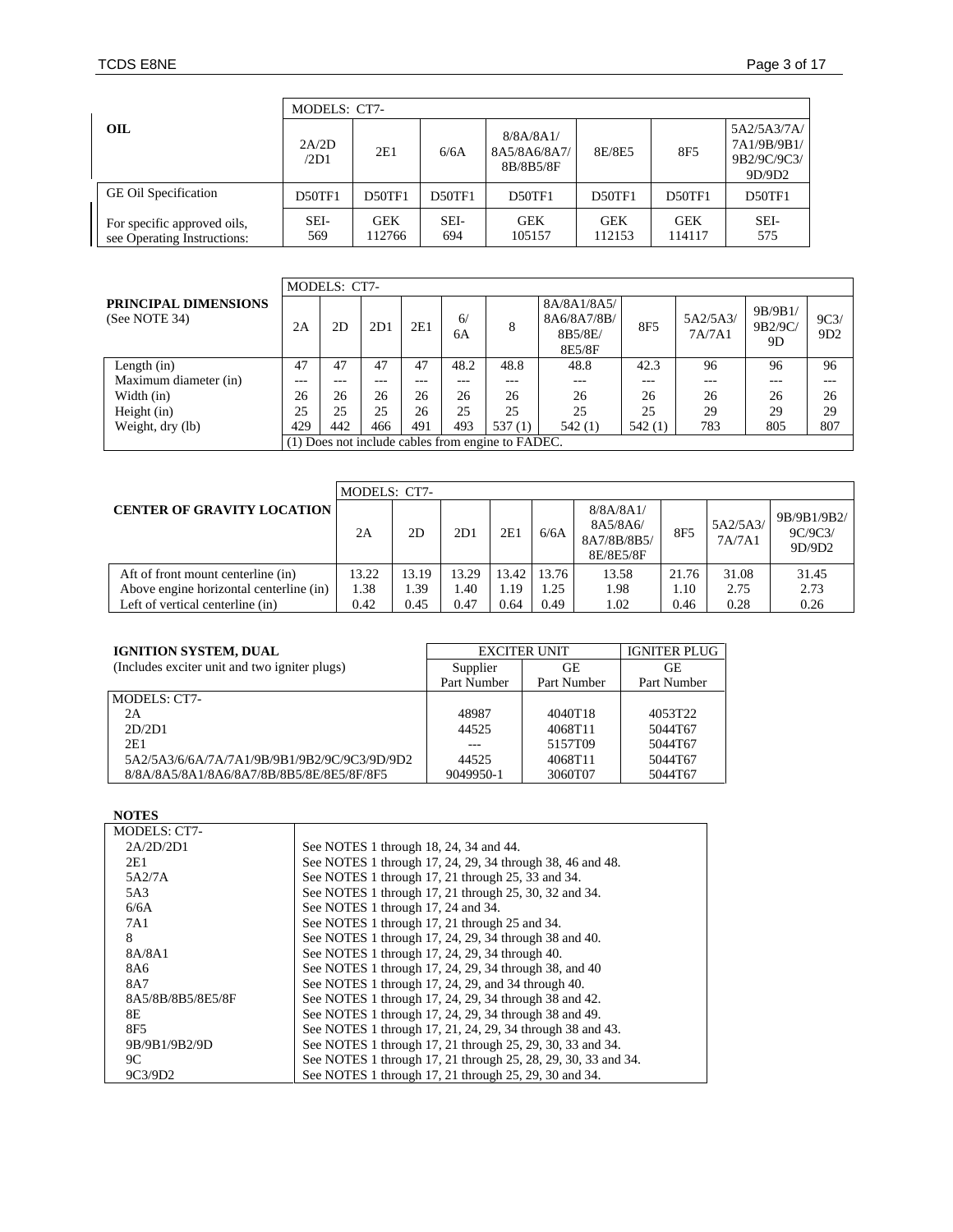| OIL | MODELS: CT- | | | | | | |
|---|---|---|---|---|---|---|---|
| | 2A/2D/2D1 | 2E1 | 6/6A | 8/8A/8A1/8A5/8A6/8A7/8B/8B5/8F | 8E/8E5 | 8F5 | 5A2/5A3/7A/7A1/9B/9B1/9B2/9C/9C3/9D/9D2 |
| GE Oil Specification | D50TF1 | D50TF1 | D50TF1 | D50TF1 | D50TF1 | D50TF1 | D50TF1 |
| For specific approved oils, see Operating Instructions: | SEI-569 | GEK 112766 | SEI-694 | GEK 105157 | GEK 112153 | GEK 114117 | SEI-575 |

| PRINCIPAL DIMENSIONS (See NOTE 34) | MODELS: CT- | | | | | | | | | | |
|---|---|---|---|---|---|---|---|---|---|---|---|
| | 2A | 2D | 2D1 | 2E1 | 6/6A | 8 | 8A/8A1/8A5/8A6/8A7/8B/8B5/8E/8E5/8F | 8F5 | 5A2/5A3/7A/7A1 | 9B/9B1/9B2/9C/9D | 9C3/9D2 |
| Length (in) | 47 | 47 | 47 | 47 | 48.2 | 48.8 | 48.8 | 42.3 | 96 | 96 | 96 |
| Maximum diameter (in) | --- | --- | --- | --- | --- | --- | --- | --- | --- | --- | --- |
| Width (in) | 26 | 26 | 26 | 26 | 26 | 26 | 26 | 26 | 26 | 26 | 26 |
| Height (in) | 25 | 25 | 25 | 26 | 25 | 25 | 25 | 25 | 29 | 29 | 29 |
| Weight, dry (lb) | 429 | 442 | 466 | 491 | 493 | 537 (1) | 542 (1) | 542 (1) | 783 | 805 | 807 |
| | (1) Does not include cables from engine to FADEC. | | | | | | | | | | |

| CENTER OF GRAVITY LOCATION | MODELS: CT- | | | | | | | | |
|---|---|---|---|---|---|---|---|---|---|
| | 2A | 2D | 2D1 | 2E1 | 6/6A | 8/8A/8A1/8A5/8A6/8A7/8B/8B5/8E/8E5/8F | 8F5 | 5A2/5A3/7A/7A1 | 9B/9B1/9B2/9C/9C3/9D/9D2 |
| Aft of front mount centerline (in) | 13.22 | 13.19 | 13.29 | 13.42 | 13.76 | 13.58 | 21.76 | 31.08 | 31.45 |
| Above engine horizontal centerline (in) | 1.38 | 1.39 | 1.40 | 1.19 | 1.25 | 1.98 | 1.10 | 2.75 | 2.73 |
| Left of vertical centerline (in) | 0.42 | 0.45 | 0.47 | 0.64 | 0.49 | 1.02 | 0.46 | 0.28 | 0.26 |

| IGNITION SYSTEM, DUAL (Includes exciter unit and two igniter plugs) | EXCITER UNIT | | IGNITER PLUG |
|---|---|---|---|
| | Supplier Part Number | GE Part Number | GE Part Number |
| MODELS: CT- | | | |
| 2A | 48987 | 4040T18 | 4053T22 |
| 2D/2D1 | 44525 | 4068T11 | 5044T67 |
| 2E1 | --- | 5157T09 | 5044T67 |
| 5A2/5A3/6/6A/7A/7A1/9B/9B1/9B2/9C/9C3/9D/9D2 | 44525 | 4068T11 | 5044T67 |
| 8/8A/8A5/8A1/8A6/8A7/8B/8B5/8E/8E5/8F/8F5 | 9049950-1 | 3060T07 | 5044T67 |

**NOTES**

| MODELS: CT- | |
|---|---|
| 2A/2D/2D1 | See NOTES 1 through 18, 24, 34 and 44. |
| 2E1 | See NOTES 1 through 17, 24, 29, 34 through 38, 46 and 48. |
| 5A2/7A | See NOTES 1 through 17, 21 through 25, 33 and 34. |
| 5A3 | See NOTES 1 through 17, 21 through 25, 30, 32 and 34. |
| 6/6A | See NOTES 1 through 17, 24 and 34. |
| 7A1 | See NOTES 1 through 17, 21 through 25 and 34. |
| 8 | See NOTES 1 through 17, 24, 29, 34 through 38 and 40. |
| 8A/8A1 | See NOTES 1 through 17, 24, 29, 34 through 40. |
| 8A6 | See NOTES 1 through 17, 24, 29, 34 through 38, and 40 |
| 8A7 | See NOTES 1 through 17, 24, 29, and 34 through 40. |
| 8A5/8B/8B5/8E5/8F | See NOTES 1 through 17, 24, 29, 34 through 38 and 42. |
| 8E | See NOTES 1 through 17, 24, 29, 34 through 38 and 49. |
| 8F5 | See NOTES 1 through 17, 21, 24, 29, 34 through 38 and 43. |
| 9B/9B1/9B2/9D | See NOTES 1 through 17, 21 through 25, 29, 30, 33 and 34. |
| 9C | See NOTES 1 through 17, 21 through 25, 28, 29, 30, 33 and 34. |
| 9C3/9D2 | See NOTES 1 through 17, 21 through 25, 29, 30 and 34. |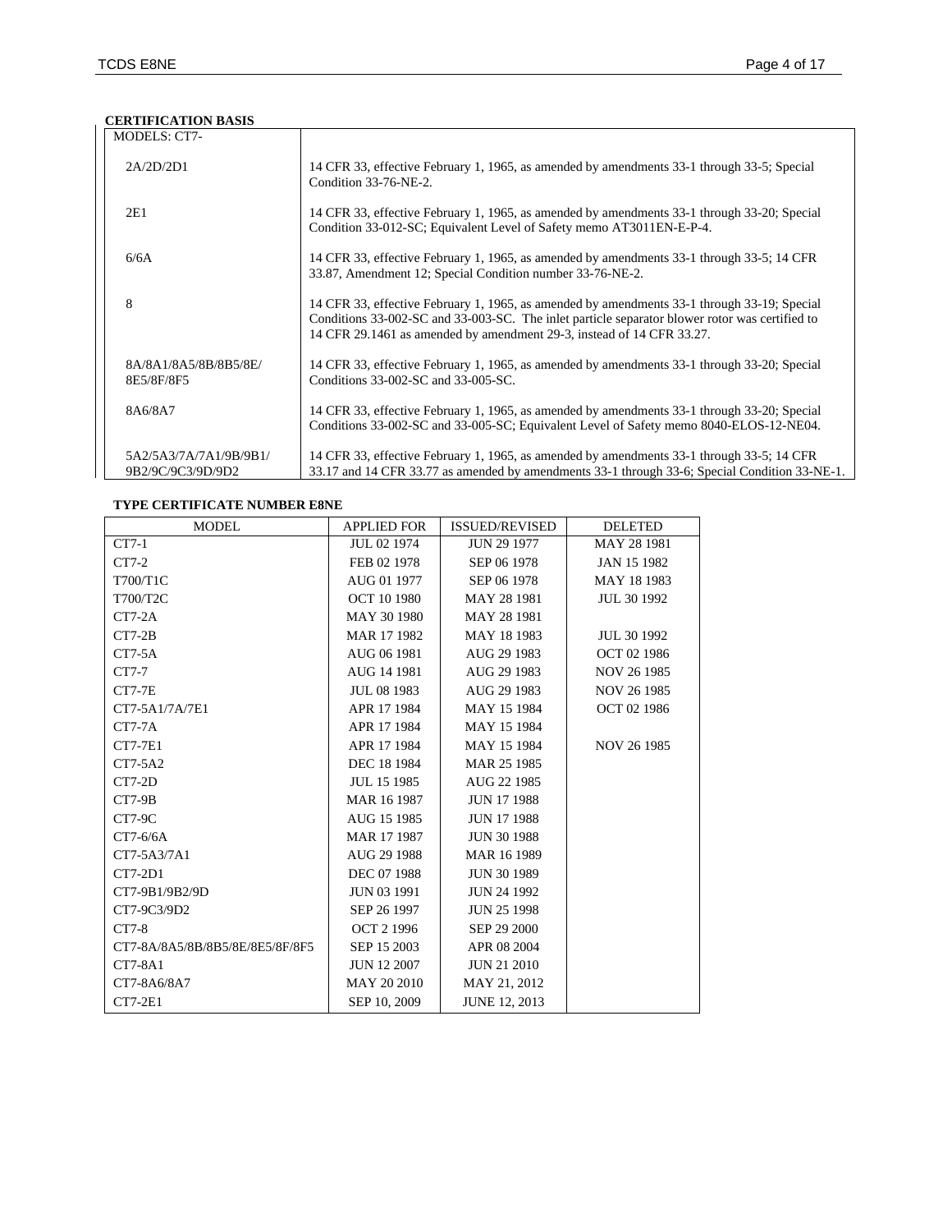**CERTIFICATION BASIS**

| MODELS: CT7- | |
|---|---|
| 2A/2D/2D1 | 14 CFR 33, effective February 1, 1965, as amended by amendments 33-1 through 33-5; Special Condition 33-76-NE-2. |
| 2E1 | 14 CFR 33, effective February 1, 1965, as amended by amendments 33-1 through 33-20; Special Condition 33-012-SC; Equivalent Level of Safety memo AT3011EN-E-P-4. |
| 6/6A | 14 CFR 33, effective February 1, 1965, as amended by amendments 33-1 through 33-5; 14 CFR 33.87, Amendment 12; Special Condition number 33-76-NE-2. |
| 8 | 14 CFR 33, effective February 1, 1965, as amended by amendments 33-1 through 33-19; Special Conditions 33-002-SC and 33-003-SC. The inlet particle separator blower rotor was certified to 14 CFR 29.1461 as amended by amendment 29-3, instead of 14 CFR 33.27. |
| 8A/8A1/8A5/8B/8B5/8E/ 8E5/8F/8F5 | 14 CFR 33, effective February 1, 1965, as amended by amendments 33-1 through 33-20; Special Conditions 33-002-SC and 33-005-SC. |
| 8A6/8A7 | 14 CFR 33, effective February 1, 1965, as amended by amendments 33-1 through 33-20; Special Conditions 33-002-SC and 33-005-SC; Equivalent Level of Safety memo 8040-ELOS-12-NE04. |
| 5A2/5A3/7A/7A1/9B/9B1/ 9B2/9C/9C3/9D/9D2 | 14 CFR 33, effective February 1, 1965, as amended by amendments 33-1 through 33-5; 14 CFR 33.17 and 14 CFR 33.77 as amended by amendments 33-1 through 33-6; Special Condition 33-NE-1. |

**TYPE CERTIFICATE NUMBER E8NE**

| MODEL | APPLIED FOR | ISSUED/REVISED | DELETED |
|---|---|---|---|
| CT7-1 | JUL 02 1974 | JUN 29 1977 | MAY 28 1981 |
| CT7-2 | FEB 02 1978 | SEP 06 1978 | JAN 15 1982 |
| T700/T1C | AUG 01 1977 | SEP 06 1978 | MAY 18 1983 |
| T700/T2C | OCT 10 1980 | MAY 28 1981 | JUL 30 1992 |
| CT7-2A | MAY 30 1980 | MAY 28 1981 | |
| CT7-2B | MAR 17 1982 | MAY 18 1983 | JUL 30 1992 |
| CT7-5A | AUG 06 1981 | AUG 29 1983 | OCT 02 1986 |
| CT7-7 | AUG 14 1981 | AUG 29 1983 | NOV 26 1985 |
| CT7-7E | JUL 08 1983 | AUG 29 1983 | NOV 26 1985 |
| CT7-5A1/7A/7E1 | APR 17 1984 | MAY 15 1984 | OCT 02 1986 |
| CT7-7A | APR 17 1984 | MAY 15 1984 | |
| CT7-7E1 | APR 17 1984 | MAY 15 1984 | NOV 26 1985 |
| CT7-5A2 | DEC 18 1984 | MAR 25 1985 | |
| CT7-2D | JUL 15 1985 | AUG 22 1985 | |
| CT7-9B | MAR 16 1987 | JUN 17 1988 | |
| CT7-9C | AUG 15 1985 | JUN 17 1988 | |
| CT7-6/6A | MAR 17 1987 | JUN 30 1988 | |
| CT7-5A3/7A1 | AUG 29 1988 | MAR 16 1989 | |
| CT7-2D1 | DEC 07 1988 | JUN 30 1989 | |
| CT7-9B1/9B2/9D | JUN 03 1991 | JUN 24 1992 | |
| CT7-9C3/9D2 | SEP 26 1997 | JUN 25 1998 | |
| CT7-8 | OCT 2 1996 | SEP 29 2000 | |
| CT7-8A/8A5/8B/8B5/8E/8E5/8F/8F5 | SEP 15 2003 | APR 08 2004 | |
| CT7-8A1 | JUN 12 2007 | JUN 21 2010 | |
| CT7-8A6/8A7 | MAY 20 2010 | MAY 21, 2012 | |
| CT7-2E1 | SEP 10, 2009 | JUNE 12, 2013 | |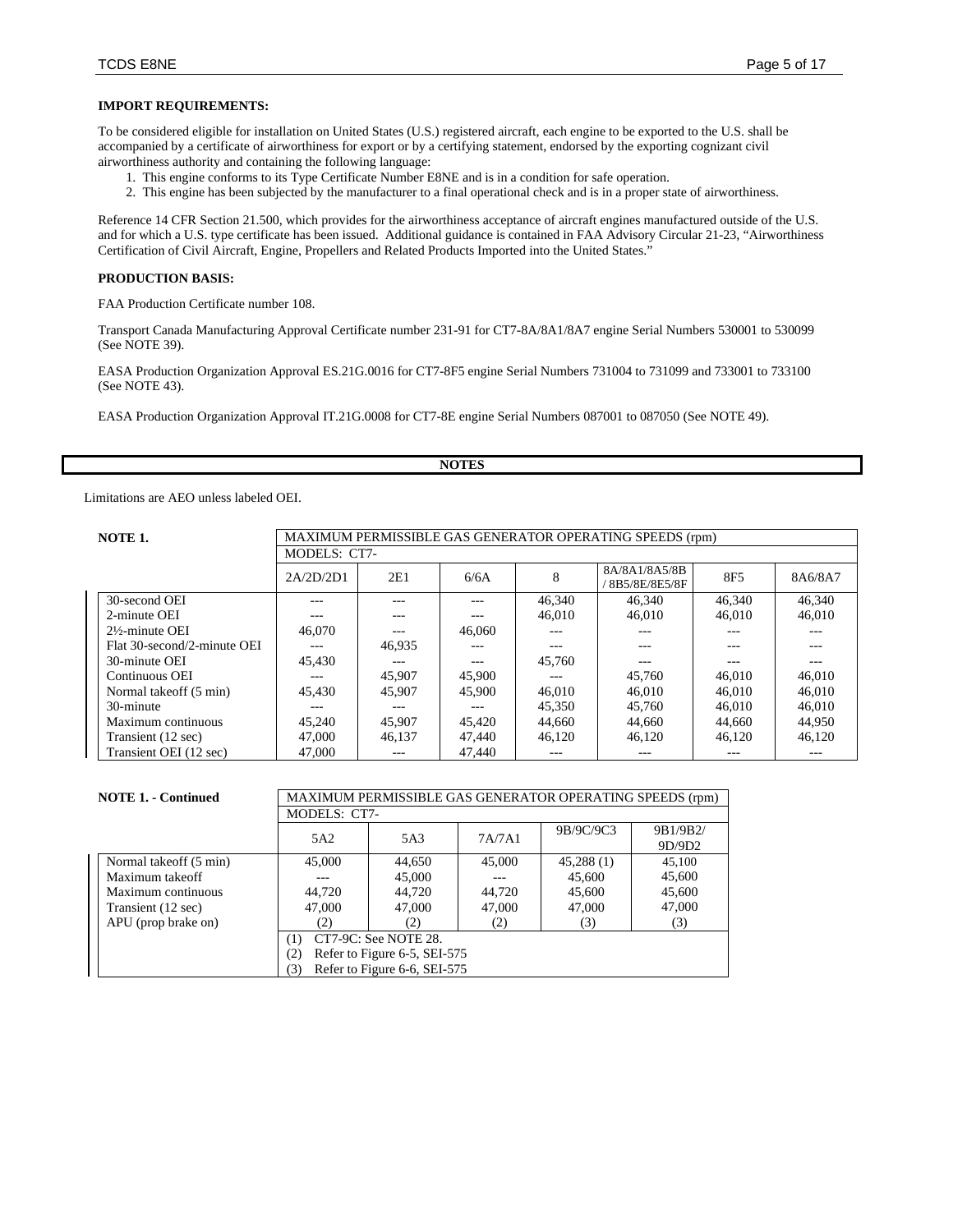**IMPORT REQUIREMENTS:**

To be considered eligible for installation on United States (U.S.) registered aircraft, each engine to be exported to the U.S. shall be accompanied by a certificate of airworthiness for export or by a certifying statement, endorsed by the exporting cognizant civil airworthiness authority and containing the following language:

1. This engine conforms to its Type Certificate Number E8NE and is in a condition for safe operation.
2. This engine has been subjected by the manufacturer to a final operational check and is in a proper state of airworthiness.

Reference 14 CFR Section 21.500, which provides for the airworthiness acceptance of aircraft engines manufactured outside of the U.S. and for which a U.S. type certificate has been issued. Additional guidance is contained in FAA Advisory Circular 21-23, "Airworthiness Certification of Civil Aircraft, Engine, Propellers and Related Products Imported into the United States."

**PRODUCTION BASIS:**

FAA Production Certificate number 108.

Transport Canada Manufacturing Approval Certificate number 231-91 for CT7-8A/8A1/8A7 engine Serial Numbers 530001 to 530099 (See NOTE 39).

EASA Production Organization Approval ES.21G.0016 for CT7-8F5 engine Serial Numbers 731004 to 731099 and 733001 to 733100 (See NOTE 43).

EASA Production Organization Approval IT.21G.0008 for CT7-8E engine Serial Numbers 087001 to 087050 (See NOTE 49).

## NOTES

Limitations are AEO unless labeled OEI.

**NOTE 1.**

| | MAXIMUM PERMISSIBLE GAS GENERATOR OPERATING SPEEDS (rpm) | | | | | | |
|---|---|---|---|---|---|---|---|
| | MODELS: CT7- | | | | | | |
| | 2A/2D/2D1 | 2E1 | 6/6A | 8 | 8A/8A1/8A5/8B /8B5/8E/8E5/8F | 8F5 | 8A6/8A7 |
| 30-second OEI | --- | --- | --- | 46,340 | 46,340 | 46,340 | 46,340 |
| 2-minute OEI | --- | --- | --- | 46,010 | 46,010 | 46,010 | 46,010 |
| 2½-minute OEI | 46,070 | --- | 46,060 | --- | --- | --- | --- |
| Flat 30-second/2-minute OEI | --- | 46,935 | --- | --- | --- | --- | --- |
| 30-minute OEI | 45,430 | --- | --- | 45,760 | --- | --- | --- |
| Continuous OEI | --- | 45,907 | 45,900 | --- | 45,760 | 46,010 | 46,010 |
| Normal takeoff (5 min) | 45,430 | 45,907 | 45,900 | 46,010 | 46,010 | 46,010 | 46,010 |
| 30-minute | --- | --- | --- | 45,350 | 45,760 | 46,010 | 46,010 |
| Maximum continuous | 45,240 | 45,907 | 45,420 | 44,660 | 44,660 | 44,660 | 44,950 |
| Transient (12 sec) | 47,000 | 46,137 | 47,440 | 46,120 | 46,120 | 46,120 | 46,120 |
| Transient OEI (12 sec) | 47,000 | --- | 47,440 | --- | --- | --- | --- |

**NOTE 1. - Continued**

| | MAXIMUM PERMISSIBLE GAS GENERATOR OPERATING SPEEDS (rpm) | | | | |
|---|---|---|---|---|---|
| | MODELS: CT7- | | | | |
| | 5A2 | 5A3 | 7A/7A1 | 9B/9C/9C3 | 9B1/9B2/ 9D/9D2 |
| Normal takeoff (5 min) | 45,000 | 44,650 | 45,000 | 45,288 (1) | 45,100 |
| Maximum takeoff | --- | 45,000 | --- | 45,600 | 45,600 |
| Maximum continuous | 44,720 | 44,720 | 44,720 | 45,600 | 45,600 |
| Transient (12 sec) | 47,000 | 47,000 | 47,000 | 47,000 | 47,000 |
| APU (prop brake on) | (2) | (2) | (2) | (3) | (3) |
| | (1) CT7-9C: See NOTE 28. (2) Refer to Figure 6-5, SEI-575 (3) Refer to Figure 6-6, SEI-575 | | | | |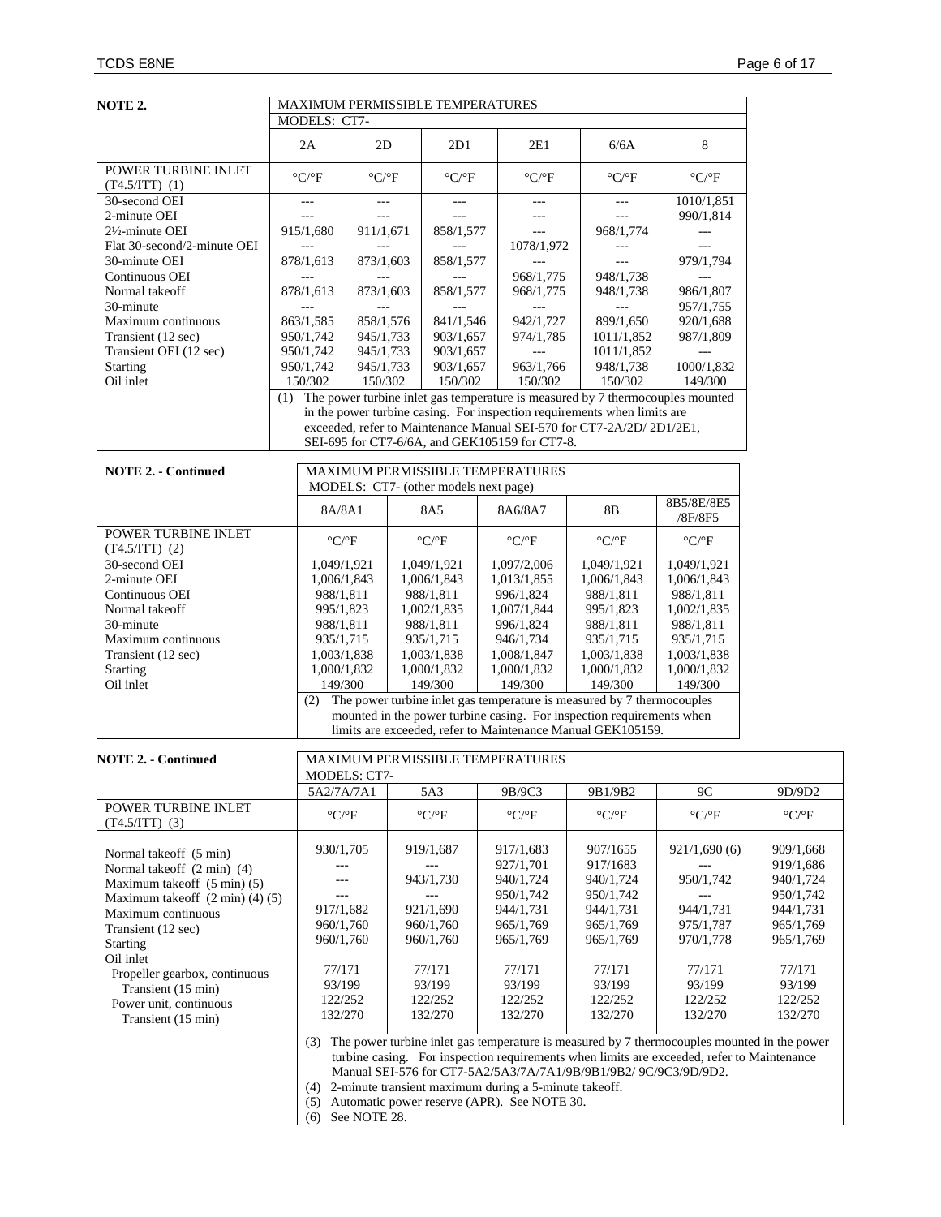**NOTE 2.**

| MAXIMUM PERMISSIBLE TEMPERATURES | | | | | | |
|---|---|---|---|---|---|---|
| | MODELS: CT7- | | | | | |
| | 2A | 2D | 2D1 | 2E1 | 6/6A | 8 |
| POWER TURBINE INLET (T4.5/ITT) (1) | °C/°F | °C/°F | °C/°F | °C/°F | °C/°F | °C/°F |
| 30-second OEI | --- | --- | --- | --- | --- | 1010/1,851 |
| 2-minute OEI | --- | --- | --- | --- | --- | 990/1,814 |
| 2½-minute OEI | 915/1,680 | 911/1,671 | 858/1,577 | --- | 968/1,774 | --- |
| Flat 30-second/2-minute OEI | --- | --- | --- | 1078/1,972 | --- | --- |
| 30-minute OEI | 878/1,613 | 873/1,603 | 858/1,577 | --- | --- | 979/1,794 |
| Continuous OEI | --- | --- | --- | 968/1,775 | 948/1,738 | --- |
| Normal takeoff | 878/1,613 | 873/1,603 | 858/1,577 | 968/1,775 | 948/1,738 | 986/1,807 |
| 30-minute | --- | --- | --- | --- | --- | 957/1,755 |
| Maximum continuous | 863/1,585 | 858/1,576 | 841/1,546 | 942/1,727 | 899/1,650 | 920/1,688 |
| Transient (12 sec) | 950/1,742 | 945/1,733 | 903/1,657 | 974/1,785 | 1011/1,852 | 987/1,809 |
| Transient OEI (12 sec) | 950/1,742 | 945/1,733 | 903/1,657 | --- | 1011/1,852 | --- |
| Starting | 950/1,742 | 945/1,733 | 903/1,657 | 963/1,766 | 948/1,738 | 1000/1,832 |
| Oil inlet | 150/302 | 150/302 | 150/302 | 150/302 | 150/302 | 149/300 |

(1) The power turbine inlet gas temperature is measured by 7 thermocouples mounted in the power turbine casing. For inspection requirements when limits are exceeded, refer to Maintenance Manual SEI-570 for CT7-2A/2D/ 2D1/2E1, SEI-695 for CT7-6/6A, and GEK105159 for CT7-8.

**NOTE 2. - Continued**

| MAXIMUM PERMISSIBLE TEMPERATURES | | | | | |
|---|---|---|---|---|---|
| | MODELS: CT7- (other models next page) | | | | |
| | 8A/8A1 | 8A5 | 8A6/8A7 | 8B | 8B5/8E/8E5 /8F/8F5 |
| POWER TURBINE INLET (T4.5/ITT) (2) | °C/°F | °C/°F | °C/°F | °C/°F | °C/°F |
| 30-second OEI | 1,049/1,921 | 1,049/1,921 | 1,097/2,006 | 1,049/1,921 | 1,049/1,921 |
| 2-minute OEI | 1,006/1,843 | 1,006/1,843 | 1,013/1,855 | 1,006/1,843 | 1,006/1,843 |
| Continuous OEI | 988/1,811 | 988/1,811 | 996/1,824 | 988/1,811 | 988/1,811 |
| Normal takeoff | 995/1,823 | 1,002/1,835 | 1,007/1,844 | 995/1,823 | 1,002/1,835 |
| 30-minute | 988/1,811 | 988/1,811 | 996/1,824 | 988/1,811 | 988/1,811 |
| Maximum continuous | 935/1,715 | 935/1,715 | 946/1,734 | 935/1,715 | 935/1,715 |
| Transient (12 sec) | 1,003/1,838 | 1,003/1,838 | 1,008/1,847 | 1,003/1,838 | 1,003/1,838 |
| Starting | 1,000/1,832 | 1,000/1,832 | 1,000/1,832 | 1,000/1,832 | 1,000/1,832 |
| Oil inlet | 149/300 | 149/300 | 149/300 | 149/300 | 149/300 |

(2) The power turbine inlet gas temperature is measured by 7 thermocouples mounted in the power turbine casing. For inspection requirements when limits are exceeded, refer to Maintenance Manual GEK105159.

**NOTE 2. - Continued**

| MAXIMUM PERMISSIBLE TEMPERATURES | | | | | | |
|---|---|---|---|---|---|---|
| | MODELS: CT7- | | | | | |
| | 5A2/7A/7A1 | 5A3 | 9B/9C3 | 9B1/9B2 | 9C | 9D/9D2 |
| POWER TURBINE INLET (T4.5/ITT) (3) | °C/°F | °C/°F | °C/°F | °C/°F | °C/°F | °C/°F |
| Normal takeoff (5 min) | 930/1,705 | 919/1,687 | 917/1,683 | 907/1655 | 921/1,690 (6) | 909/1,668 |
| Normal takeoff (2 min) (4) | --- | --- | 927/1,701 | 917/1683 | --- | 919/1,686 |
| Maximum takeoff (5 min) (5) | --- | 943/1,730 | 940/1,724 | 940/1,724 | 950/1,742 | 940/1,724 |
| Maximum takeoff (2 min) (4) (5) | --- | --- | 950/1,742 | 950/1,742 | --- | 950/1,742 |
| Maximum continuous | 917/1,682 | 921/1,690 | 944/1,731 | 944/1,731 | 944/1,731 | 944/1,731 |
| Transient (12 sec) | 960/1,760 | 960/1,760 | 965/1,769 | 965/1,769 | 975/1,787 | 965/1,769 |
| Starting | 960/1,760 | 960/1,760 | 965/1,769 | 965/1,769 | 970/1,778 | 965/1,769 |
| Oil inlet | | | | | | |
| Propeller gearbox, continuous | 77/171 | 77/171 | 77/171 | 77/171 | 77/171 | 77/171 |
| Transient (15 min) | 93/199 | 93/199 | 93/199 | 93/199 | 93/199 | 93/199 |
| Power unit, continuous | 122/252 | 122/252 | 122/252 | 122/252 | 122/252 | 122/252 |
| Transient (15 min) | 132/270 | 132/270 | 132/270 | 132/270 | 132/270 | 132/270 |

(3) The power turbine inlet gas temperature is measured by 7 thermocouples mounted in the power turbine casing. For inspection requirements when limits are exceeded, refer to Maintenance Manual SEI-576 for CT7-5A2/5A3/7A/7A1/9B/9B1/9B2/ 9C/9C3/9D/9D2.

(4) 2-minute transient maximum during a 5-minute takeoff.

(5) Automatic power reserve (APR). See NOTE 30.

(6) See NOTE 28.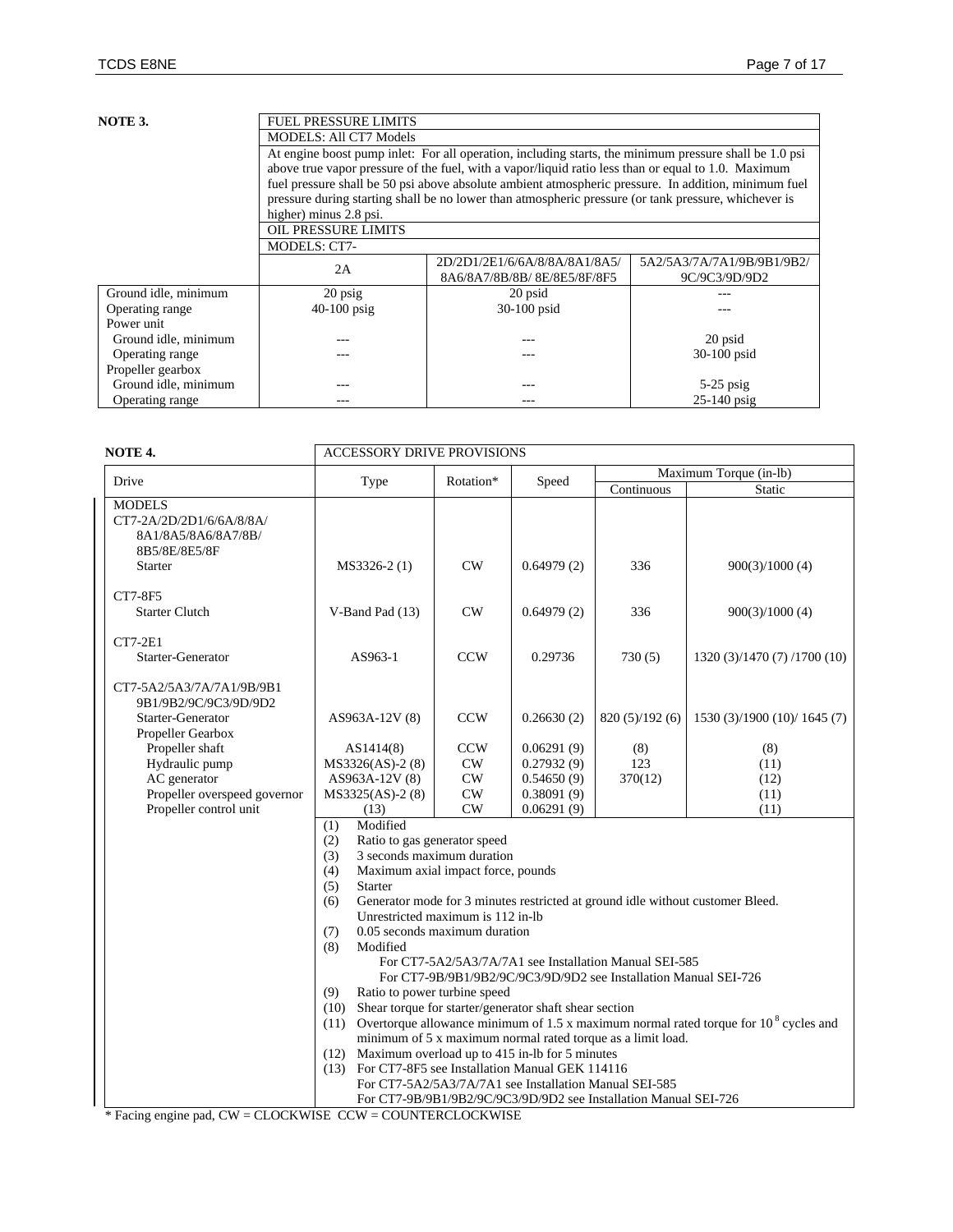**NOTE 3.**

| | FUEL PRESSURE LIMITS | | |
|---|---|---|---|
| | MODELS: All CT7 Models | | |
| | At engine boost pump inlet: For all operation, including starts, the minimum pressure shall be 1.0 psi above true vapor pressure of the fuel, with a vapor/liquid ratio less than or equal to 1.0. Maximum fuel pressure shall be 50 psi above absolute ambient atmospheric pressure. In addition, minimum fuel pressure during starting shall be no lower than atmospheric pressure (or tank pressure, whichever is higher) minus 2.8 psi. | | |
| | OIL PRESSURE LIMITS | | |
| | MODELS: CT7- | | |
| | 2A | 2D/2D1/2E1/6/6A/8/8A/8A1/8A5/ 8A6/8A7/8B/8B/ 8E/8E5/8F/8F5 | 5A2/5A3/7A/7A1/9B/9B1/9B2/ 9C/9C3/9D/9D2 |
| Ground idle, minimum | 20 psig | 20 psid | --- |
| Operating range | 40-100 psig | 30-100 psid | --- |
| Power unit | | | |
| Ground idle, minimum | --- | --- | 20 psid |
| Operating range | --- | --- | 30-100 psid |
| Propeller gearbox | | | |
| Ground idle, minimum | --- | --- | 5-25 psig |
| Operating range | --- | --- | 25-140 psig |

**NOTE 4.**

| | ACCESSORY DRIVE PROVISIONS | | | | |
|---|---|---|---|---|---|
| Drive | Type | Rotation* | Speed | Maximum Torque (in-lb) | |
| | | | | Continuous | Static |
| MODELS CT7-2A/2D/2D1/6/6A/8/8A/ 8A1/8A5/8A6/8A7/8B/ 8B5/8E/8E5/8F | | | | | |
| Starter | MS3326-2 (1) | CW | 0.64979 (2) | 336 | 900(3)/1000 (4) |
| CT7-8F5 | | | | | |
| Starter Clutch | V-Band Pad (13) | CW | 0.64979 (2) | 336 | 900(3)/1000 (4) |
| CT7-2E1 | | | | | |
| Starter-Generator | AS963-1 | CCW | 0.29736 | 730 (5) | 1320 (3)/1470 (7) /1700 (10) |
| CT7-5A2/5A3/7A/7A1/9B/9B1 9B1/9B2/9C/9C3/9D/9D2 | | | | | |
| Starter-Generator | AS963A-12V (8) | CCW | 0.26630 (2) | 820 (5)/192 (6) | 1530 (3)/1900 (10)/ 1645 (7) |
| Propeller Gearbox | | | | | |
| Propeller shaft | AS1414(8) | CCW | 0.06291 (9) | (8) | (8) |
| Hydraulic pump | MS3326(AS)-2 (8) | CW | 0.27932 (9) | 123 | (11) |
| AC generator | AS963A-12V (8) | CW | 0.54650 (9) | 370(12) | (12) |
| Propeller overspeed governor | MS3325(AS)-2 (8) | CW | 0.38091 (9) | | (11) |
| Propeller control unit | (13) | CW | 0.06291 (9) | | (11) |

(1) Modified
(2) Ratio to gas generator speed
(3) 3 seconds maximum duration
(4) Maximum axial impact force, pounds
(5) Starter
(6) Generator mode for 3 minutes restricted at ground idle without customer Bleed. Unrestricted maximum is 112 in-lb
(7) 0.05 seconds maximum duration
(8) Modified
For CT7-5A2/5A3/7A/7A1 see Installation Manual SEI-585
For CT7-9B/9B1/9B2/9C/9C3/9D/9D2 see Installation Manual SEI-726
(9) Ratio to power turbine speed
(10) Shear torque for starter/generator shaft shear section
(11) Overtorque allowance minimum of 1.5 x maximum normal rated torque for $10^8$ cycles and minimum of 5 x maximum normal rated torque as a limit load.
(12) Maximum overload up to 415 in-lb for 5 minutes
(13) For CT7-8F5 see Installation Manual GEK 114116
For CT7-5A2/5A3/7A/7A1 see Installation Manual SEI-585
For CT7-9B/9B1/9B2/9C/9C3/9D/9D2 see Installation Manual SEI-726

* Facing engine pad, CW = CLOCKWISE CCW = COUNTERCLOCKWISE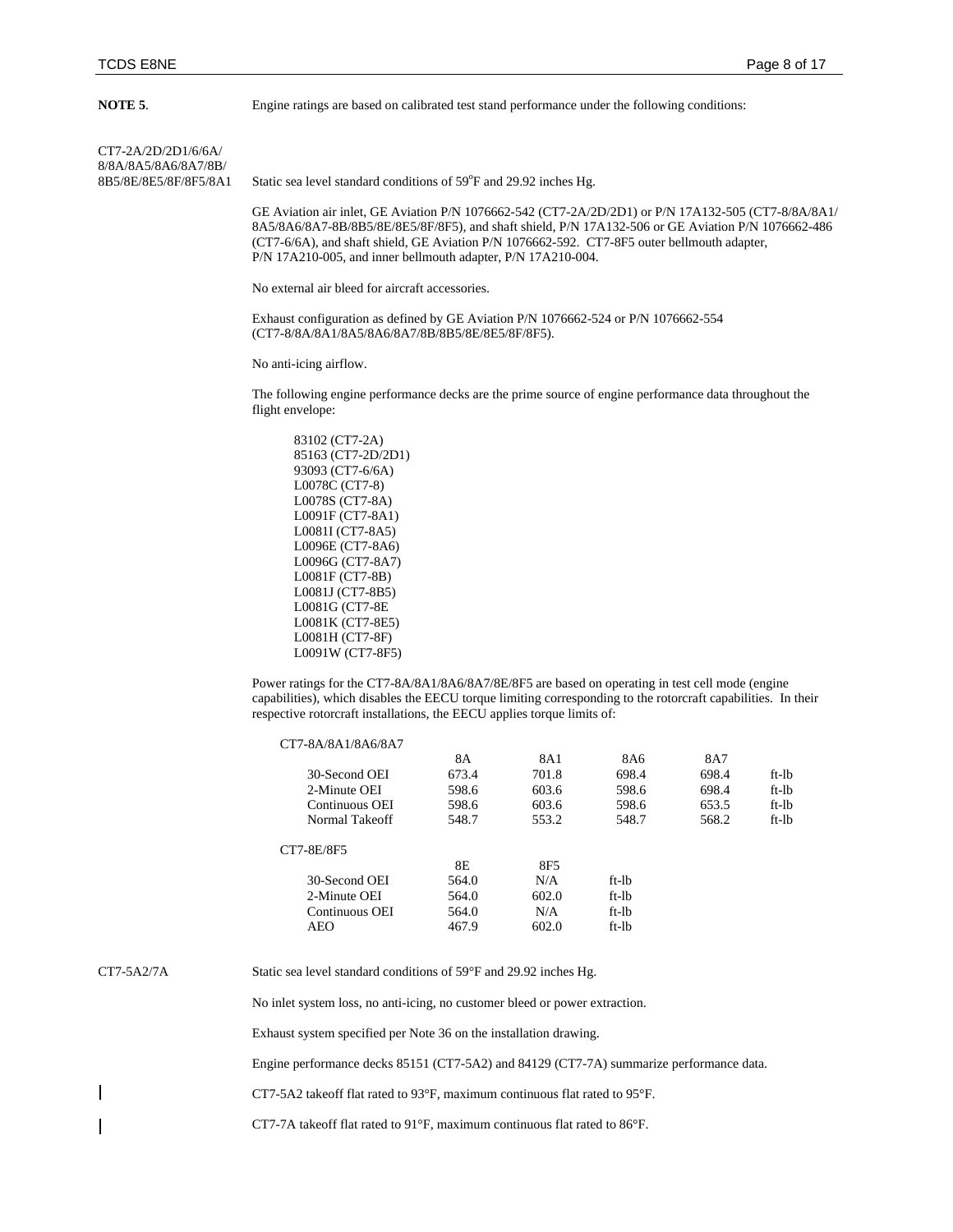**NOTE 5**. Engine ratings are based on calibrated test stand performance under the following conditions:

CT7-2A/2D/2D1/6/6A/8/8A/8A5/8A6/8A7/8B/8B5/8E/8E5/8F/8F5/8A1

Static sea level standard conditions of 59°F and 29.92 inches Hg.

GE Aviation air inlet, GE Aviation P/N 1076662-542 (CT7-2A/2D/2D1) or P/N 17A132-505 (CT7-8/8A/8A1/8A5/8A6/8A7-8B/8B5/8E/8E5/8F/8F5), and shaft shield, P/N 17A132-506 or GE Aviation P/N 1076662-486 (CT7-6/6A), and shaft shield, GE Aviation P/N 1076662-592. CT7-8F5 outer bellmouth adapter, P/N 17A210-005, and inner bellmouth adapter, P/N 17A210-004.

No external air bleed for aircraft accessories.

Exhaust configuration as defined by GE Aviation P/N 1076662-524 or P/N 1076662-554 (CT7-8/8A/8A1/8A5/8A6/8A7/8B/8B5/8E/8E5/8F/8F5).

No anti-icing airflow.

The following engine performance decks are the prime source of engine performance data throughout the flight envelope:

83102 (CT7-2A)
85163 (CT7-2D/2D1)
93093 (CT7-6/6A)
L0078C (CT7-8)
L0078S (CT7-8A)
L0091F (CT7-8A1)
L0081I (CT7-8A5)
L0096E (CT7-8A6)
L0096G (CT7-8A7)
L0081F (CT7-8B)
L0081J (CT7-8B5)
L0081G (CT7-8E
L0081K (CT7-8E5)
L0081H (CT7-8F)
L0091W (CT7-8F5)

Power ratings for the CT7-8A/8A1/8A6/8A7/8E/8F5 are based on operating in test cell mode (engine capabilities), which disables the EECU torque limiting corresponding to the rotorcraft capabilities. In their respective rotorcraft installations, the EECU applies torque limits of:

CT7-8A/8A1/8A6/8A7

| | 8A | 8A1 | 8A6 | 8A7 | |
|---|---|---|---|---|---|
| 30-Second OEI | 673.4 | 701.8 | 698.4 | 698.4 | ft-lb |
| 2-Minute OEI | 598.6 | 603.6 | 598.6 | 698.4 | ft-lb |
| Continuous OEI | 598.6 | 603.6 | 598.6 | 653.5 | ft-lb |
| Normal Takeoff | 548.7 | 553.2 | 548.7 | 568.2 | ft-lb |

CT7-8E/8F5

| | 8E | 8F5 | |
|---|---|---|---|
| 30-Second OEI | 564.0 | N/A | ft-lb |
| 2-Minute OEI | 564.0 | 602.0 | ft-lb |
| Continuous OEI | 564.0 | N/A | ft-lb |
| AEO | 467.9 | 602.0 | ft-lb |

CT7-5A2/7A

Static sea level standard conditions of 59°F and 29.92 inches Hg.

No inlet system loss, no anti-icing, no customer bleed or power extraction.

Exhaust system specified per Note 36 on the installation drawing.

Engine performance decks 85151 (CT7-5A2) and 84129 (CT7-7A) summarize performance data.

CT7-5A2 takeoff flat rated to 93°F, maximum continuous flat rated to 95°F.

CT7-7A takeoff flat rated to 91°F, maximum continuous flat rated to 86°F.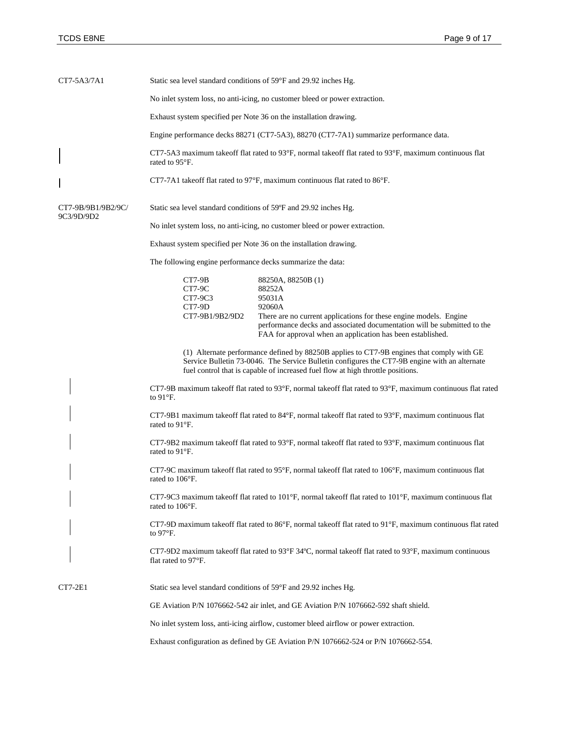**CT7-5A3/7A1**

Static sea level standard conditions of 59°F and 29.92 inches Hg.

No inlet system loss, no anti-icing, no customer bleed or power extraction.

Exhaust system specified per Note 36 on the installation drawing.

Engine performance decks 88271 (CT7-5A3), 88270 (CT7-7A1) summarize performance data.

CT7-5A3 maximum takeoff flat rated to 93°F, normal takeoff flat rated to 93°F, maximum continuous flat rated to 95°F.

CT7-7A1 takeoff flat rated to 97°F, maximum continuous flat rated to 86°F.

**CT7-9B/9B1/9B2/9C/9C3/9D/9D2**

Static sea level standard conditions of 59ºF and 29.92 inches Hg.

No inlet system loss, no anti-icing, no customer bleed or power extraction.

Exhaust system specified per Note 36 on the installation drawing.

The following engine performance decks summarize the data:

| | |
|---|---|
| CT7-9B | 88250A, 88250B (1) |
| CT7-9C | 88252A |
| CT7-9C3 | 95031A |
| CT7-9D | 92060A |
| CT7-9B1/9B2/9D2 | There are no current applications for these engine models. Engine performance decks and associated documentation will be submitted to the FAA for approval when an application has been established. |

(1) Alternate performance defined by 88250B applies to CT7-9B engines that comply with GE Service Bulletin 73-0046. The Service Bulletin configures the CT7-9B engine with an alternate fuel control that is capable of increased fuel flow at high throttle positions.

CT7-9B maximum takeoff flat rated to 93°F, normal takeoff flat rated to 93°F, maximum continuous flat rated to 91°F.

CT7-9B1 maximum takeoff flat rated to 84°F, normal takeoff flat rated to 93°F, maximum continuous flat rated to 91°F.

CT7-9B2 maximum takeoff flat rated to 93°F, normal takeoff flat rated to 93°F, maximum continuous flat rated to 91°F.

CT7-9C maximum takeoff flat rated to 95°F, normal takeoff flat rated to 106°F, maximum continuous flat rated to 106°F.

CT7-9C3 maximum takeoff flat rated to 101°F, normal takeoff flat rated to 101°F, maximum continuous flat rated to 106°F.

CT7-9D maximum takeoff flat rated to 86°F, normal takeoff flat rated to 91°F, maximum continuous flat rated to 97°F.

CT7-9D2 maximum takeoff flat rated to 93°F 34ºC, normal takeoff flat rated to 93°F, maximum continuous flat rated to 97°F.

**CT7-2E1**

Static sea level standard conditions of 59°F and 29.92 inches Hg.

GE Aviation P/N 1076662-542 air inlet, and GE Aviation P/N 1076662-592 shaft shield.

No inlet system loss, anti-icing airflow, customer bleed airflow or power extraction.

Exhaust configuration as defined by GE Aviation P/N 1076662-524 or P/N 1076662-554.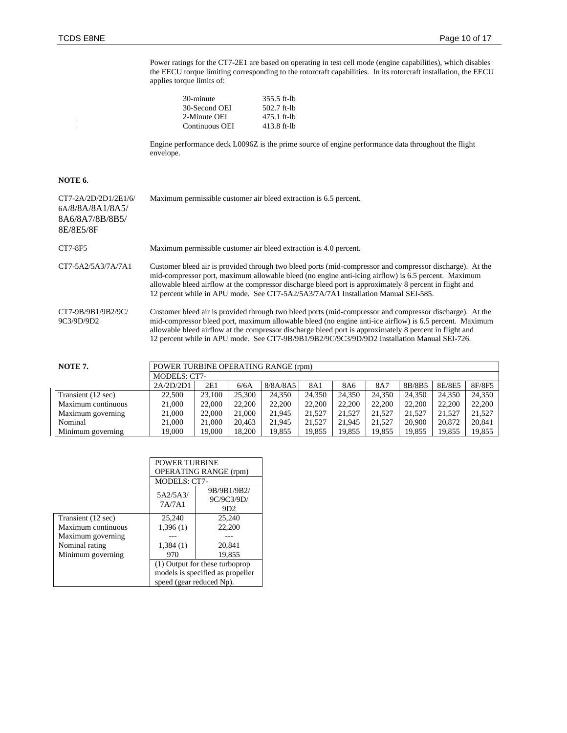Power ratings for the CT7-2E1 are based on operating in test cell mode (engine capabilities), which disables the EECU torque limiting corresponding to the rotorcraft capabilities. In its rotorcraft installation, the EECU applies torque limits of:

| | |
|---|---|
| 30-minute | 355.5 ft-lb |
| 30-Second OEI | 502.7 ft-lb |
| 2-Minute OEI | 475.1 ft-lb |
| Continuous OEI | 413.8 ft-lb |

Engine performance deck L0096Z is the prime source of engine performance data throughout the flight envelope.

**NOTE 6**.

CT7-2A/2D/2D1/2E1/6/6A/8/8A/8A1/8A5/8A6/8A7/8B/8B5/8E/8E5/8F — Maximum permissible customer air bleed extraction is 6.5 percent.

CT7-8F5 — Maximum permissible customer air bleed extraction is 4.0 percent.

CT7-5A2/5A3/7A/7A1 — Customer bleed air is provided through two bleed ports (mid-compressor and compressor discharge). At the mid-compressor port, maximum allowable bleed (no engine anti-icing airflow) is 6.5 percent. Maximum allowable bleed airflow at the compressor discharge bleed port is approximately 8 percent in flight and 12 percent while in APU mode. See CT7-5A2/5A3/7A/7A1 Installation Manual SEI-585.

CT7-9B/9B1/9B2/9C/9C3/9D/9D2 — Customer bleed air is provided through two bleed ports (mid-compressor and compressor discharge). At the mid-compressor bleed port, maximum allowable bleed (no engine anti-ice airflow) is 6.5 percent. Maximum allowable bleed airflow at the compressor discharge bleed port is approximately 8 percent in flight and 12 percent while in APU mode. See CT7-9B/9B1/9B2/9C/9C3/9D/9D2 Installation Manual SEI-726.

**NOTE 7.**

| | POWER TURBINE OPERATING RANGE (rpm) | | | | | | | | | |
|---|---|---|---|---|---|---|---|---|---|---|
| | MODELS: CT7- | | | | | | | | | |
| | 2A/2D/2D1 | 2E1 | 6/6A | 8/8A/8A5 | 8A1 | 8A6 | 8A7 | 8B/8B5 | 8E/8E5 | 8F/8F5 |
| Transient (12 sec) | 22,500 | 23,100 | 25,300 | 24,350 | 24,350 | 24,350 | 24,350 | 24,350 | 24,350 | 24,350 |
| Maximum continuous | 21,000 | 22,000 | 22,200 | 22,200 | 22,200 | 22,200 | 22,200 | 22,200 | 22,200 | 22,200 |
| Maximum governing | 21,000 | 22,000 | 21,000 | 21,945 | 21,527 | 21,527 | 21,527 | 21,527 | 21,527 | 21,527 |
| Nominal | 21,000 | 21,000 | 20,463 | 21,945 | 21,527 | 21,945 | 21,527 | 20,900 | 20,872 | 20,841 |
| Minimum governing | 19,000 | 19,000 | 18,200 | 19,855 | 19,855 | 19,855 | 19,855 | 19,855 | 19,855 | 19,855 |

| | POWER TURBINE OPERATING RANGE (rpm) | |
|---|---|---|
| | MODELS: CT7- | |
| | 5A2/5A3/7A/7A1 | 9B/9B1/9B2/9C/9C3/9D/9D2 |
| Transient (12 sec) | 25,240 | 25,240 |
| Maximum continuous | 1,396 (1) | 22,200 |
| Maximum governing | --- | --- |
| Nominal rating | 1,384 (1) | 20,841 |
| Minimum governing | 970 | 19,855 |
| | (1) Output for these turboprop models is specified as propeller speed (gear reduced Np). | |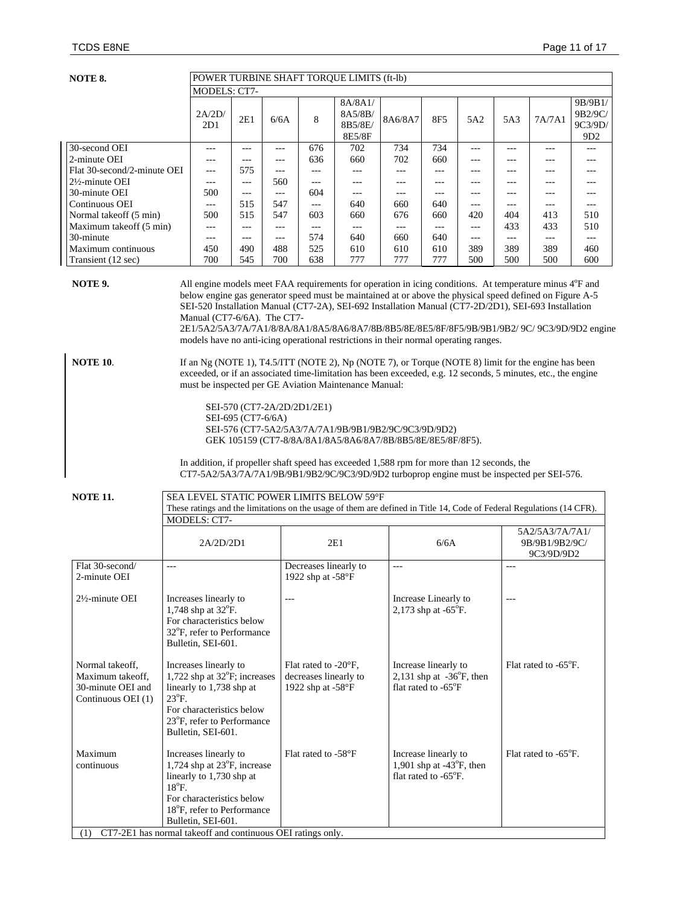**NOTE 8.**

| POWER TURBINE SHAFT TORQUE LIMITS (ft-lb) | | | | | | | | | | | |
|---|---|---|---|---|---|---|---|---|---|---|---|
| | MODELS: CT7- | | | | | | | | | | |
| | 2A/2D/ 2D1 | 2E1 | 6/6A | 8 | 8A/8A1/ 8A5/8B/ 8B5/8E/ 8E5/8F | 8A6/8A7 | 8F5 | 5A2 | 5A3 | 7A/7A1 | 9B/9B1/ 9B2/9C/ 9C3/9D/ 9D2 |
| 30-second OEI | --- | --- | --- | 676 | 702 | 734 | 734 | --- | --- | --- | --- |
| 2-minute OEI | --- | --- | --- | 636 | 660 | 702 | 660 | --- | --- | --- | --- |
| Flat 30-second/2-minute OEI | --- | 575 | --- | --- | --- | --- | --- | --- | --- | --- | --- |
| 2½-minute OEI | --- | --- | 560 | --- | --- | --- | --- | --- | --- | --- | --- |
| 30-minute OEI | 500 | --- | --- | 604 | --- | --- | --- | --- | --- | --- | --- |
| Continuous OEI | --- | 515 | 547 | --- | 640 | 660 | 640 | --- | --- | --- | --- |
| Normal takeoff (5 min) | 500 | 515 | 547 | 603 | 660 | 676 | 660 | 420 | 404 | 413 | 510 |
| Maximum takeoff (5 min) | --- | --- | --- | --- | --- | --- | --- | --- | 433 | 433 | 510 |
| 30-minute | --- | --- | --- | 574 | 640 | 660 | 640 | --- | --- | --- | --- |
| Maximum continuous | 450 | 490 | 488 | 525 | 610 | 610 | 610 | 389 | 389 | 389 | 460 |
| Transient (12 sec) | 700 | 545 | 700 | 638 | 777 | 777 | 777 | 500 | 500 | 500 | 600 |

**NOTE 9.** All engine models meet FAA requirements for operation in icing conditions. At temperature minus 4°F and below engine gas generator speed must be maintained at or above the physical speed defined on Figure A-5 SEI-520 Installation Manual (CT7-2A), SEI-692 Installation Manual (CT7-2D/2D1), SEI-693 Installation Manual (CT7-6/6A). The CT7-2E1/5A2/5A3/7A/7A1/8/8A/8A1/8A5/8A6/8A7/8B/8B5/8E/8E5/8F/8F5/9B/9B1/9B2/ 9C/ 9C3/9D/9D2 engine models have no anti-icing operational restrictions in their normal operating ranges.

**NOTE 10**. If an Ng (NOTE 1), T4.5/ITT (NOTE 2), Np (NOTE 7), or Torque (NOTE 8) limit for the engine has been exceeded, or if an associated time-limitation has been exceeded, e.g. 12 seconds, 5 minutes, etc., the engine must be inspected per GE Aviation Maintenance Manual:

SEI-570 (CT7-2A/2D/2D1/2E1)
SEI-695 (CT7-6/6A)
SEI-576 (CT7-5A2/5A3/7A/7A1/9B/9B1/9B2/9C/9C3/9D/9D2)
GEK 105159 (CT7-8/8A/8A1/8A5/8A6/8A7/8B/8B5/8E/8E5/8F/8F5).

In addition, if propeller shaft speed has exceeded 1,588 rpm for more than 12 seconds, the CT7-5A2/5A3/7A/7A1/9B/9B1/9B2/9C/9C3/9D/9D2 turboprop engine must be inspected per SEI-576.

**NOTE 11.**

| SEA LEVEL STATIC POWER LIMITS BELOW 59°F These ratings and the limitations on the usage of them are defined in Title 14, Code of Federal Regulations (14 CFR). | | | | |
|---|---|---|---|---|
| | MODELS: CT7- | | | |
| | 2A/2D/2D1 | 2E1 | 6/6A | 5A2/5A3/7A/7A1/ 9B/9B1/9B2/9C/ 9C3/9D/9D2 |
| Flat 30-second/ 2-minute OEI | --- | Decreases linearly to 1922 shp at -58°F | --- | --- |
| 2½-minute OEI | Increases linearly to 1,748 shp at 32°F. For characteristics below 32°F, refer to Performance Bulletin, SEI-601. | --- | Increase Linearly to 2,173 shp at -65°F. | --- |
| Normal takeoff, Maximum takeoff, 30-minute OEI and Continuous OEI (1) | Increases linearly to 1,722 shp at 32°F; increases linearly to 1,738 shp at 23°F. For characteristics below 23°F, refer to Performance Bulletin, SEI-601. | Flat rated to -20°F, decreases linearly to 1922 shp at -58°F | Increase linearly to 2,131 shp at -36°F, then flat rated to -65°F | Flat rated to -65°F. |
| Maximum continuous | Increases linearly to 1,724 shp at 23°F, increase linearly to 1,730 shp at 18°F. For characteristics below 18°F, refer to Performance Bulletin, SEI-601. | Flat rated to -58°F | Increase linearly to 1,901 shp at -43°F, then flat rated to -65°F. | Flat rated to -65°F. |
| (1) CT7-2E1 has normal takeoff and continuous OEI ratings only. | | | | |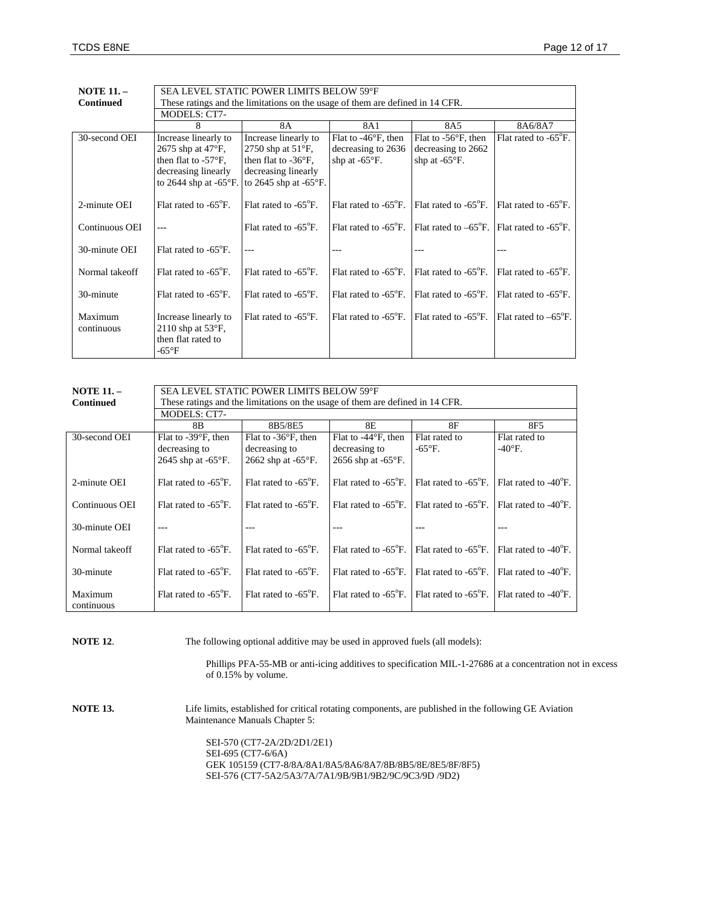| **NOTE 11. – Continued** | SEA LEVEL STATIC POWER LIMITS BELOW 59°F<br>These ratings and the limitations on the usage of them are defined in 14 CFR. | | | | |
|---|---|---|---|---|---|
| | MODELS: CT7- | | | | |
| | 8 | 8A | 8A1 | 8A5 | 8A6/8A7 |
| 30-second OEI | Increase linearly to 2675 shp at 47°F, then flat to -57°F, decreasing linearly to 2644 shp at -65°F. | Increase linearly to 2750 shp at 51°F, then flat to -36°F, decreasing linearly to 2645 shp at -65°F. | Flat to -46°F, then decreasing to 2636 shp at -65°F. | Flat to -56°F, then decreasing to 2662 shp at -65°F. | Flat rated to -65°F. |
| 2-minute OEI | Flat rated to -65°F. | Flat rated to -65°F. | Flat rated to -65°F. | Flat rated to -65°F. | Flat rated to -65°F. |
| Continuous OEI | --- | Flat rated to -65°F. | Flat rated to -65°F. | Flat rated to –65°F. | Flat rated to -65°F. |
| 30-minute OEI | Flat rated to -65°F. | --- | --- | --- | --- |
| Normal takeoff | Flat rated to -65°F. | Flat rated to -65°F. | Flat rated to -65°F. | Flat rated to -65°F. | Flat rated to -65°F. |
| 30-minute | Flat rated to -65°F. | Flat rated to -65°F. | Flat rated to -65°F. | Flat rated to -65°F. | Flat rated to -65°F. |
| Maximum continuous | Increase linearly to 2110 shp at 53°F, then flat rated to -65°F | Flat rated to -65°F. | Flat rated to -65°F. | Flat rated to -65°F. | Flat rated to –65°F. |

| **NOTE 11. – Continued** | SEA LEVEL STATIC POWER LIMITS BELOW 59°F<br>These ratings and the limitations on the usage of them are defined in 14 CFR. | | | | |
|---|---|---|---|---|---|
| | MODELS: CT7- | | | | |
| | 8B | 8B5/8E5 | 8E | 8F | 8F5 |
| 30-second OEI | Flat to -39°F, then decreasing to 2645 shp at -65°F. | Flat to -36°F, then decreasing to 2662 shp at -65°F. | Flat to -44°F, then decreasing to 2656 shp at -65°F. | Flat rated to -65°F. | Flat rated to -40°F. |
| 2-minute OEI | Flat rated to -65°F. | Flat rated to -65°F. | Flat rated to -65°F. | Flat rated to -65°F. | Flat rated to -40°F. |
| Continuous OEI | Flat rated to -65°F. | Flat rated to -65°F. | Flat rated to -65°F. | Flat rated to -65°F. | Flat rated to -40°F. |
| 30-minute OEI | --- | --- | --- | --- | --- |
| Normal takeoff | Flat rated to -65°F. | Flat rated to -65°F. | Flat rated to -65°F. | Flat rated to -65°F. | Flat rated to -40°F. |
| 30-minute | Flat rated to -65°F. | Flat rated to -65°F. | Flat rated to -65°F. | Flat rated to -65°F. | Flat rated to -40°F. |
| Maximum continuous | Flat rated to -65°F. | Flat rated to -65°F. | Flat rated to -65°F. | Flat rated to -65°F. | Flat rated to -40°F. |

**NOTE 12**. The following optional additive may be used in approved fuels (all models):

Phillips PFA-55-MB or anti-icing additives to specification MIL-1-27686 at a concentration not in excess of 0.15% by volume.

**NOTE 13.** Life limits, established for critical rotating components, are published in the following GE Aviation Maintenance Manuals Chapter 5:

SEI-570 (CT7-2A/2D/2D1/2E1)
SEI-695 (CT7-6/6A)
GEK 105159 (CT7-8/8A/8A1/8A5/8A6/8A7/8B/8B5/8E/8E5/8F/8F5)
SEI-576 (CT7-5A2/5A3/7A/7A1/9B/9B1/9B2/9C/9C3/9D /9D2)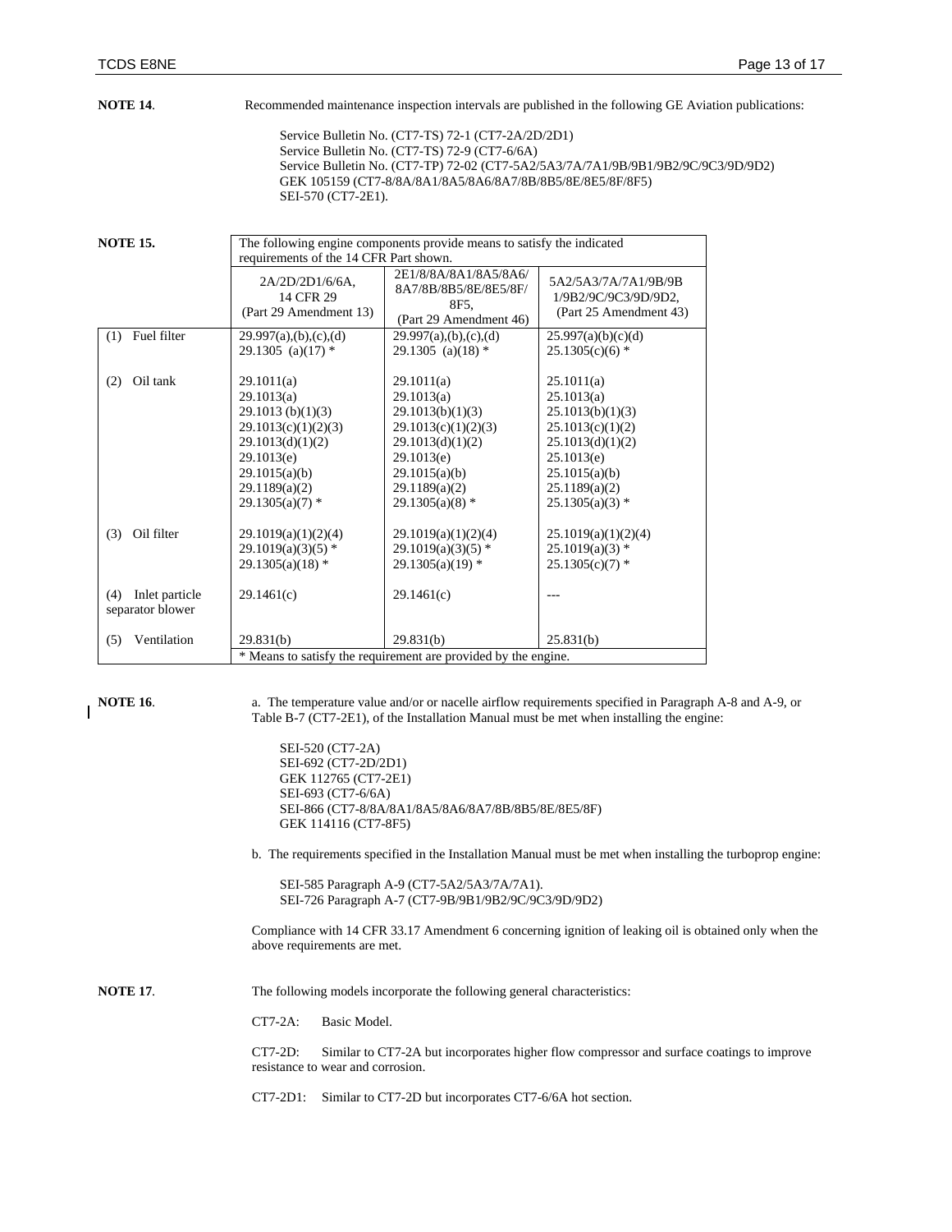**NOTE 14**. Recommended maintenance inspection intervals are published in the following GE Aviation publications:

Service Bulletin No. (CT7-TS) 72-1 (CT7-2A/2D/2D1)
Service Bulletin No. (CT7-TS) 72-9 (CT7-6/6A)
Service Bulletin No. (CT7-TP) 72-02 (CT7-5A2/5A3/7A/7A1/9B/9B1/9B2/9C/9C3/9D/9D2)
GEK 105159 (CT7-8/8A/8A1/8A5/8A6/8A7/8B/8B5/8E/8E5/8F/8F5)
SEI-570 (CT7-2E1).

**NOTE 15.** The following engine components provide means to satisfy the indicated requirements of the 14 CFR Part shown.

| | 2A/2D/2D1/6/6A, 14 CFR 29 (Part 29 Amendment 13) | 2E1/8/8A/8A1/8A5/8A6/ 8A7/8B/8B5/8E/8E5/8F/ 8F5, (Part 29 Amendment 46) | 5A2/5A3/7A/7A1/9B/9B 1/9B2/9C/9C3/9D/9D2, (Part 25 Amendment 43) |
|---|---|---|---|
| (1) Fuel filter | 29.997(a),(b),(c),(d)<br>29.1305 (a)(17) * | 29.997(a),(b),(c),(d)<br>29.1305 (a)(18) * | 25.997(a)(b)(c)(d)<br>25.1305(c)(6) * |
| (2) Oil tank | 29.1011(a)<br>29.1013(a)<br>29.1013 (b)(1)(3)<br>29.1013(c)(1)(2)(3)<br>29.1013(d)(1)(2)<br>29.1013(e)<br>29.1015(a)(b)<br>29.1189(a)(2)<br>29.1305(a)(7) * | 29.1011(a)<br>29.1013(a)<br>29.1013(b)(1)(3)<br>29.1013(c)(1)(2)(3)<br>29.1013(d)(1)(2)<br>29.1013(e)<br>29.1015(a)(b)<br>29.1189(a)(2)<br>29.1305(a)(8) * | 25.1011(a)<br>25.1013(a)<br>25.1013(b)(1)(3)<br>25.1013(c)(1)(2)<br>25.1013(d)(1)(2)<br>25.1013(e)<br>25.1015(a)(b)<br>25.1189(a)(2)<br>25.1305(a)(3) * |
| (3) Oil filter | 29.1019(a)(1)(2)(4)<br>29.1019(a)(3)(5) *<br>29.1305(a)(18) * | 29.1019(a)(1)(2)(4)<br>29.1019(a)(3)(5) *<br>29.1305(a)(19) * | 25.1019(a)(1)(2)(4)<br>25.1019(a)(3) *<br>25.1305(c)(7) * |
| (4) Inlet particle separator blower | 29.1461(c) | 29.1461(c) | --- |
| (5) Ventilation | 29.831(b) | 29.831(b) | 25.831(b) |

\* Means to satisfy the requirement are provided by the engine.

**NOTE 16**. a. The temperature value and/or or nacelle airflow requirements specified in Paragraph A-8 and A-9, or Table B-7 (CT7-2E1), of the Installation Manual must be met when installing the engine:

SEI-520 (CT7-2A)
SEI-692 (CT7-2D/2D1)
GEK 112765 (CT7-2E1)
SEI-693 (CT7-6/6A)
SEI-866 (CT7-8/8A/8A1/8A5/8A6/8A7/8B/8B5/8E/8E5/8F)
GEK 114116 (CT7-8F5)

b. The requirements specified in the Installation Manual must be met when installing the turboprop engine:

SEI-585 Paragraph A-9 (CT7-5A2/5A3/7A/7A1).
SEI-726 Paragraph A-7 (CT7-9B/9B1/9B2/9C/9C3/9D/9D2)

Compliance with 14 CFR 33.17 Amendment 6 concerning ignition of leaking oil is obtained only when the above requirements are met.

**NOTE 17**. The following models incorporate the following general characteristics:

CT7-2A: Basic Model.

CT7-2D: Similar to CT7-2A but incorporates higher flow compressor and surface coatings to improve resistance to wear and corrosion.

CT7-2D1: Similar to CT7-2D but incorporates CT7-6/6A hot section.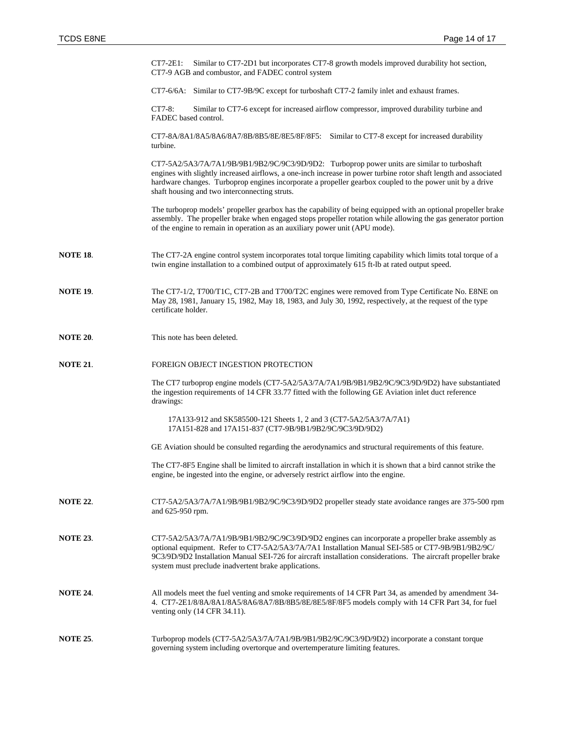CT7-2E1: Similar to CT7-2D1 but incorporates CT7-8 growth models improved durability hot section, CT7-9 AGB and combustor, and FADEC control system

CT7-6/6A: Similar to CT7-9B/9C except for turboshaft CT7-2 family inlet and exhaust frames.

CT7-8: Similar to CT7-6 except for increased airflow compressor, improved durability turbine and FADEC based control.

CT7-8A/8A1/8A5/8A6/8A7/8B/8B5/8E/8E5/8F/8F5: Similar to CT7-8 except for increased durability turbine.

CT7-5A2/5A3/7A/7A1/9B/9B1/9B2/9C/9C3/9D/9D2: Turboprop power units are similar to turboshaft engines with slightly increased airflows, a one-inch increase in power turbine rotor shaft length and associated hardware changes. Turboprop engines incorporate a propeller gearbox coupled to the power unit by a drive shaft housing and two interconnecting struts.

The turboprop models' propeller gearbox has the capability of being equipped with an optional propeller brake assembly. The propeller brake when engaged stops propeller rotation while allowing the gas generator portion of the engine to remain in operation as an auxiliary power unit (APU mode).

**NOTE 18**. The CT7-2A engine control system incorporates total torque limiting capability which limits total torque of a twin engine installation to a combined output of approximately 615 ft-lb at rated output speed.

**NOTE 19**. The CT7-1/2, T700/T1C, CT7-2B and T700/T2C engines were removed from Type Certificate No. E8NE on May 28, 1981, January 15, 1982, May 18, 1983, and July 30, 1992, respectively, at the request of the type certificate holder.

**NOTE 20**. This note has been deleted.

**NOTE 21**. FOREIGN OBJECT INGESTION PROTECTION

The CT7 turboprop engine models (CT7-5A2/5A3/7A/7A1/9B/9B1/9B2/9C/9C3/9D/9D2) have substantiated the ingestion requirements of 14 CFR 33.77 fitted with the following GE Aviation inlet duct reference drawings:

17A133-912 and SK585500-121 Sheets 1, 2 and 3 (CT7-5A2/5A3/7A/7A1)
17A151-828 and 17A151-837 (CT7-9B/9B1/9B2/9C/9C3/9D/9D2)

GE Aviation should be consulted regarding the aerodynamics and structural requirements of this feature.

The CT7-8F5 Engine shall be limited to aircraft installation in which it is shown that a bird cannot strike the engine, be ingested into the engine, or adversely restrict airflow into the engine.

**NOTE 22**. CT7-5A2/5A3/7A/7A1/9B/9B1/9B2/9C/9C3/9D/9D2 propeller steady state avoidance ranges are 375-500 rpm and 625-950 rpm.

**NOTE 23**. CT7-5A2/5A3/7A/7A1/9B/9B1/9B2/9C/9C3/9D/9D2 engines can incorporate a propeller brake assembly as optional equipment. Refer to CT7-5A2/5A3/7A/7A1 Installation Manual SEI-585 or CT7-9B/9B1/9B2/9C/9C3/9D/9D2 Installation Manual SEI-726 for aircraft installation considerations. The aircraft propeller brake system must preclude inadvertent brake applications.

**NOTE 24**. All models meet the fuel venting and smoke requirements of 14 CFR Part 34, as amended by amendment 34-4. CT7-2E1/8/8A/8A1/8A5/8A6/8A7/8B/8B5/8E/8E5/8F/8F5 models comply with 14 CFR Part 34, for fuel venting only (14 CFR 34.11).

**NOTE 25**. Turboprop models (CT7-5A2/5A3/7A/7A1/9B/9B1/9B2/9C/9C3/9D/9D2) incorporate a constant torque governing system including overtorque and overtemperature limiting features.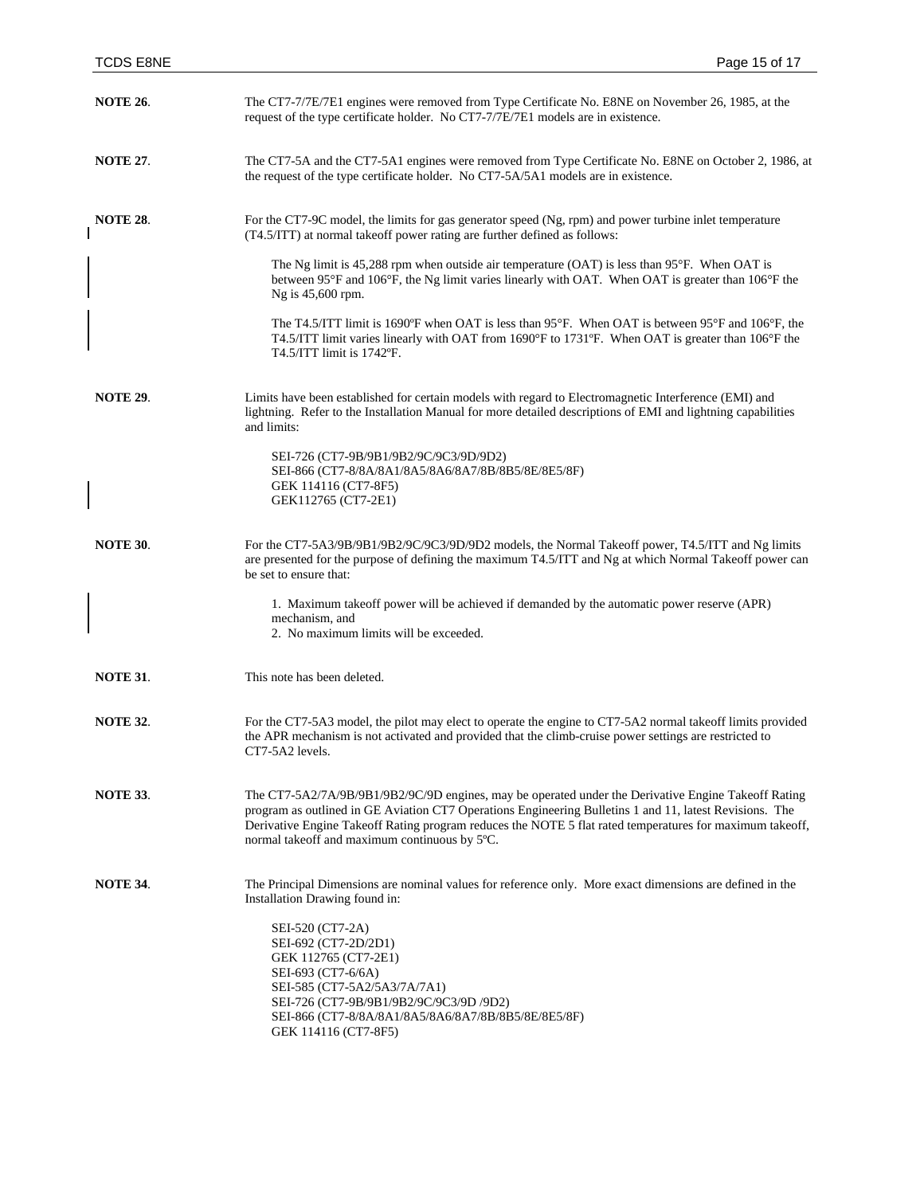**NOTE 26**. The CT7-7/7E/7E1 engines were removed from Type Certificate No. E8NE on November 26, 1985, at the request of the type certificate holder. No CT7-7/7E/7E1 models are in existence.

**NOTE 27**. The CT7-5A and the CT7-5A1 engines were removed from Type Certificate No. E8NE on October 2, 1986, at the request of the type certificate holder. No CT7-5A/5A1 models are in existence.

**NOTE 28**. For the CT7-9C model, the limits for gas generator speed (Ng, rpm) and power turbine inlet temperature (T4.5/ITT) at normal takeoff power rating are further defined as follows:

The Ng limit is 45,288 rpm when outside air temperature (OAT) is less than 95°F. When OAT is between 95°F and 106°F, the Ng limit varies linearly with OAT. When OAT is greater than 106°F the Ng is 45,600 rpm.

The T4.5/ITT limit is 1690ºF when OAT is less than 95°F. When OAT is between 95°F and 106°F, the T4.5/ITT limit varies linearly with OAT from 1690°F to 1731ºF. When OAT is greater than 106°F the T4.5/ITT limit is 1742ºF.

**NOTE 29**. Limits have been established for certain models with regard to Electromagnetic Interference (EMI) and lightning. Refer to the Installation Manual for more detailed descriptions of EMI and lightning capabilities and limits:

SEI-726 (CT7-9B/9B1/9B2/9C/9C3/9D/9D2)
SEI-866 (CT7-8/8A/8A1/8A5/8A6/8A7/8B/8B5/8E/8E5/8F)
GEK 114116 (CT7-8F5)
GEK112765 (CT7-2E1)

**NOTE 30**. For the CT7-5A3/9B/9B1/9B2/9C/9C3/9D/9D2 models, the Normal Takeoff power, T4.5/ITT and Ng limits are presented for the purpose of defining the maximum T4.5/ITT and Ng at which Normal Takeoff power can be set to ensure that:

1. Maximum takeoff power will be achieved if demanded by the automatic power reserve (APR) mechanism, and
2. No maximum limits will be exceeded.

**NOTE 31**. This note has been deleted.

**NOTE 32**. For the CT7-5A3 model, the pilot may elect to operate the engine to CT7-5A2 normal takeoff limits provided the APR mechanism is not activated and provided that the climb-cruise power settings are restricted to CT7-5A2 levels.

**NOTE 33**. The CT7-5A2/7A/9B/9B1/9B2/9C/9D engines, may be operated under the Derivative Engine Takeoff Rating program as outlined in GE Aviation CT7 Operations Engineering Bulletins 1 and 11, latest Revisions. The Derivative Engine Takeoff Rating program reduces the NOTE 5 flat rated temperatures for maximum takeoff, normal takeoff and maximum continuous by 5ºC.

**NOTE 34**. The Principal Dimensions are nominal values for reference only. More exact dimensions are defined in the Installation Drawing found in:

SEI-520 (CT7-2A)
SEI-692 (CT7-2D/2D1)
GEK 112765 (CT7-2E1)
SEI-693 (CT7-6/6A)
SEI-585 (CT7-5A2/5A3/7A/7A1)
SEI-726 (CT7-9B/9B1/9B2/9C/9C3/9D /9D2)
SEI-866 (CT7-8/8A/8A1/8A5/8A6/8A7/8B/8B5/8E/8E5/8F)
GEK 114116 (CT7-8F5)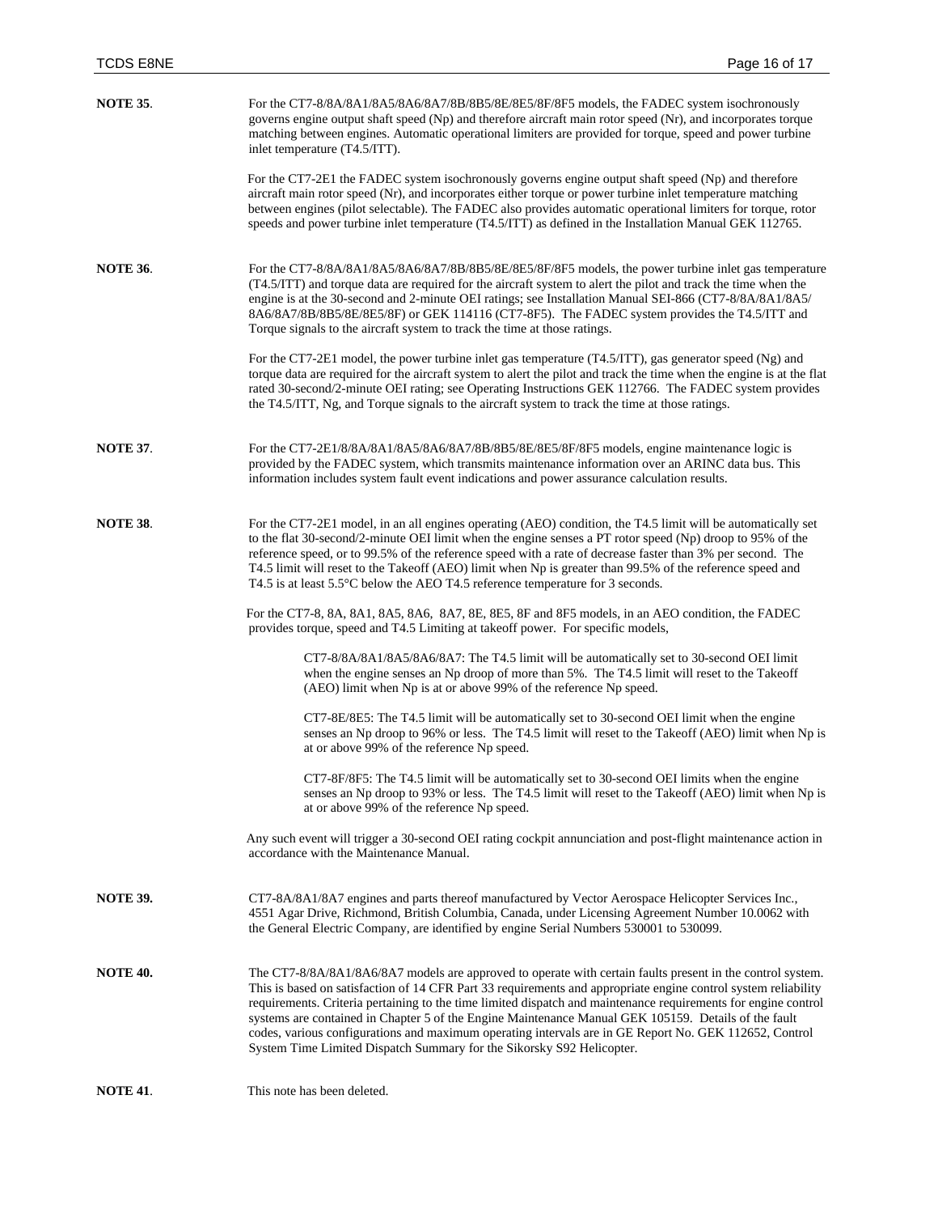**NOTE 35**. For the CT7-8/8A/8A1/8A5/8A6/8A7/8B/8B5/8E/8E5/8F/8F5 models, the FADEC system isochronously governs engine output shaft speed (Np) and therefore aircraft main rotor speed (Nr), and incorporates torque matching between engines. Automatic operational limiters are provided for torque, speed and power turbine inlet temperature (T4.5/ITT).

For the CT7-2E1 the FADEC system isochronously governs engine output shaft speed (Np) and therefore aircraft main rotor speed (Nr), and incorporates either torque or power turbine inlet temperature matching between engines (pilot selectable). The FADEC also provides automatic operational limiters for torque, rotor speeds and power turbine inlet temperature (T4.5/ITT) as defined in the Installation Manual GEK 112765.

**NOTE 36**. For the CT7-8/8A/8A1/8A5/8A6/8A7/8B/8B5/8E/8E5/8F/8F5 models, the power turbine inlet gas temperature (T4.5/ITT) and torque data are required for the aircraft system to alert the pilot and track the time when the engine is at the 30-second and 2-minute OEI ratings; see Installation Manual SEI-866 (CT7-8/8A/8A1/8A5/8A6/8A7/8B/8B5/8E/8E5/8F) or GEK 114116 (CT7-8F5). The FADEC system provides the T4.5/ITT and Torque signals to the aircraft system to track the time at those ratings.

For the CT7-2E1 model, the power turbine inlet gas temperature (T4.5/ITT), gas generator speed (Ng) and torque data are required for the aircraft system to alert the pilot and track the time when the engine is at the flat rated 30-second/2-minute OEI rating; see Operating Instructions GEK 112766. The FADEC system provides the T4.5/ITT, Ng, and Torque signals to the aircraft system to track the time at those ratings.

**NOTE 37**. For the CT7-2E1/8/8A/8A1/8A5/8A6/8A7/8B/8B5/8E/8E5/8F/8F5 models, engine maintenance logic is provided by the FADEC system, which transmits maintenance information over an ARINC data bus. This information includes system fault event indications and power assurance calculation results.

**NOTE 38**. For the CT7-2E1 model, in an all engines operating (AEO) condition, the T4.5 limit will be automatically set to the flat 30-second/2-minute OEI limit when the engine senses a PT rotor speed (Np) droop to 95% of the reference speed, or to 99.5% of the reference speed with a rate of decrease faster than 3% per second. The T4.5 limit will reset to the Takeoff (AEO) limit when Np is greater than 99.5% of the reference speed and T4.5 is at least 5.5°C below the AEO T4.5 reference temperature for 3 seconds.

For the CT7-8, 8A, 8A1, 8A5, 8A6, 8A7, 8E, 8E5, 8F and 8F5 models, in an AEO condition, the FADEC provides torque, speed and T4.5 Limiting at takeoff power. For specific models,

CT7-8/8A/8A1/8A5/8A6/8A7: The T4.5 limit will be automatically set to 30-second OEI limit when the engine senses an Np droop of more than 5%. The T4.5 limit will reset to the Takeoff (AEO) limit when Np is at or above 99% of the reference Np speed.

CT7-8E/8E5: The T4.5 limit will be automatically set to 30-second OEI limit when the engine senses an Np droop to 96% or less. The T4.5 limit will reset to the Takeoff (AEO) limit when Np is at or above 99% of the reference Np speed.

CT7-8F/8F5: The T4.5 limit will be automatically set to 30-second OEI limits when the engine senses an Np droop to 93% or less. The T4.5 limit will reset to the Takeoff (AEO) limit when Np is at or above 99% of the reference Np speed.

Any such event will trigger a 30-second OEI rating cockpit annunciation and post-flight maintenance action in accordance with the Maintenance Manual.

**NOTE 39.** CT7-8A/8A1/8A7 engines and parts thereof manufactured by Vector Aerospace Helicopter Services Inc., 4551 Agar Drive, Richmond, British Columbia, Canada, under Licensing Agreement Number 10.0062 with the General Electric Company, are identified by engine Serial Numbers 530001 to 530099.

**NOTE 40.** The CT7-8/8A/8A1/8A6/8A7 models are approved to operate with certain faults present in the control system. This is based on satisfaction of 14 CFR Part 33 requirements and appropriate engine control system reliability requirements. Criteria pertaining to the time limited dispatch and maintenance requirements for engine control systems are contained in Chapter 5 of the Engine Maintenance Manual GEK 105159. Details of the fault codes, various configurations and maximum operating intervals are in GE Report No. GEK 112652, Control System Time Limited Dispatch Summary for the Sikorsky S92 Helicopter.

**NOTE 41**. This note has been deleted.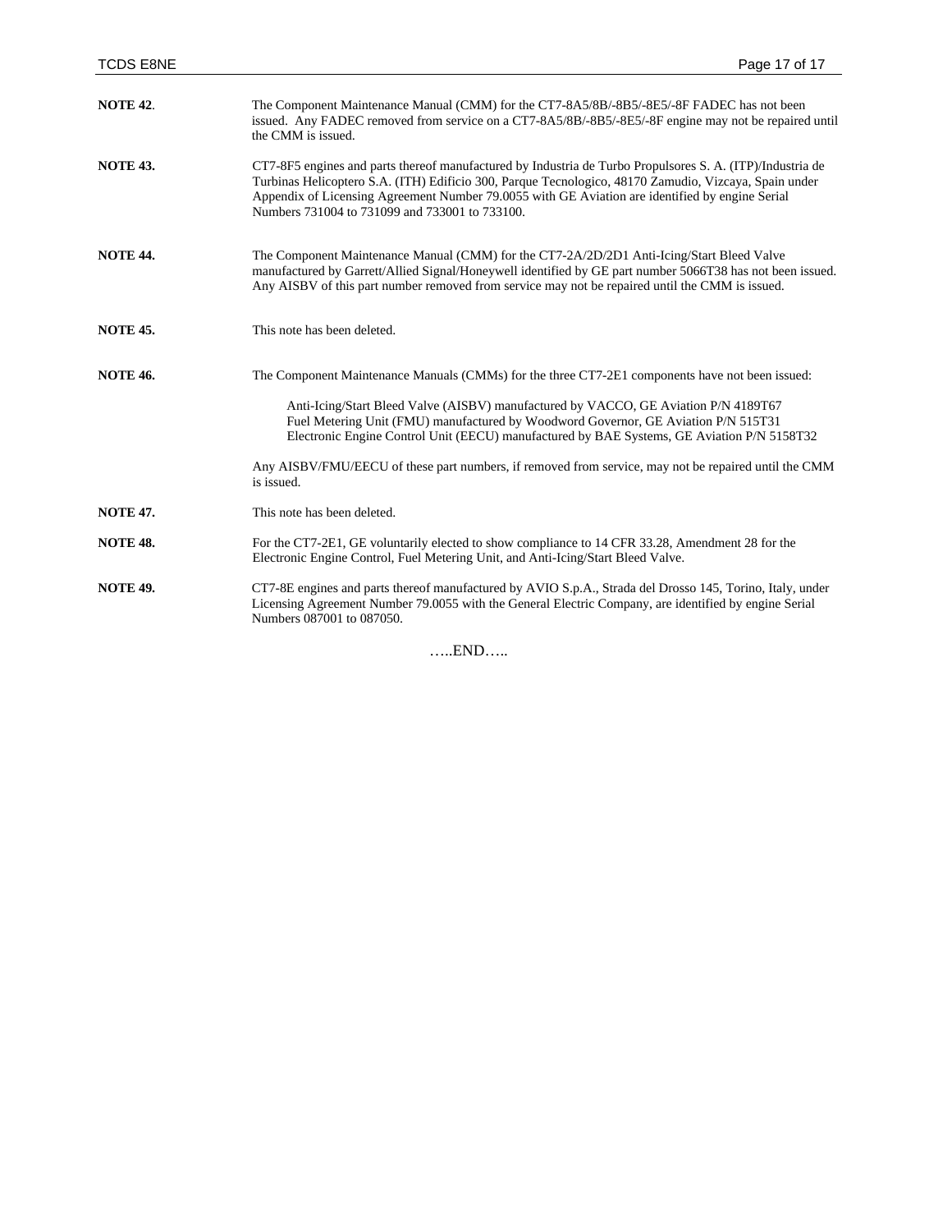**NOTE 42**. The Component Maintenance Manual (CMM) for the CT7-8A5/8B/-8B5/-8E5/-8F FADEC has not been issued. Any FADEC removed from service on a CT7-8A5/8B/-8B5/-8E5/-8F engine may not be repaired until the CMM is issued.

**NOTE 43.** CT7-8F5 engines and parts thereof manufactured by Industria de Turbo Propulsores S. A. (ITP)/Industria de Turbinas Helicoptero S.A. (ITH) Edificio 300, Parque Tecnologico, 48170 Zamudio, Vizcaya, Spain under Appendix of Licensing Agreement Number 79.0055 with GE Aviation are identified by engine Serial Numbers 731004 to 731099 and 733001 to 733100.

**NOTE 44.** The Component Maintenance Manual (CMM) for the CT7-2A/2D/2D1 Anti-Icing/Start Bleed Valve manufactured by Garrett/Allied Signal/Honeywell identified by GE part number 5066T38 has not been issued. Any AISBV of this part number removed from service may not be repaired until the CMM is issued.

**NOTE 45.** This note has been deleted.

**NOTE 46.** The Component Maintenance Manuals (CMMs) for the three CT7-2E1 components have not been issued:

Anti-Icing/Start Bleed Valve (AISBV) manufactured by VACCO, GE Aviation P/N 4189T67
Fuel Metering Unit (FMU) manufactured by Woodword Governor, GE Aviation P/N 515T31
Electronic Engine Control Unit (EECU) manufactured by BAE Systems, GE Aviation P/N 5158T32

Any AISBV/FMU/EECU of these part numbers, if removed from service, may not be repaired until the CMM is issued.

**NOTE 47.** This note has been deleted.

**NOTE 48.** For the CT7-2E1, GE voluntarily elected to show compliance to 14 CFR 33.28, Amendment 28 for the Electronic Engine Control, Fuel Metering Unit, and Anti-Icing/Start Bleed Valve.

**NOTE 49.** CT7-8E engines and parts thereof manufactured by AVIO S.p.A., Strada del Drosso 145, Torino, Italy, under Licensing Agreement Number 79.0055 with the General Electric Company, are identified by engine Serial Numbers 087001 to 087050.

…..END…..